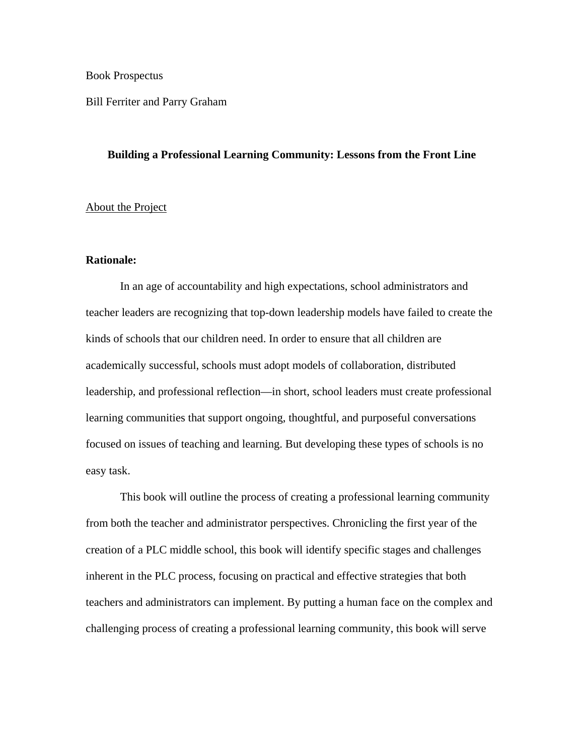Book Prospectus

Bill Ferriter and Parry Graham

# Building a Professional Learning Community: Lessons from the Front Line

## About the Project

### Rationale:

In an age of accountability and high expectations, school administrators and teacher leaders are recognizing that top-down leadership models have failed to create the kinds of schools that our children need. In order to ensure that all children are academically successful, schools must adopt models of collaboration, distributed leadership, and professional reflection—in short, school leaders must create professional learning communities that support ongoing, thoughtful, and purposeful conversations focused on issues of teaching and learning. But developing these types of schools is no easy task.

This book will outline the process of creating a professional learning community from both the teacher and administrator perspectives. Chronicling the first year of the creation of a PLC middle school, this book will identify specific stages and challenges inherent in the PLC process, focusing on practical and effective strategies that both teachers and administrators can implement. By putting a human face on the complex and challenging process of creating a professional learning community, this book will serve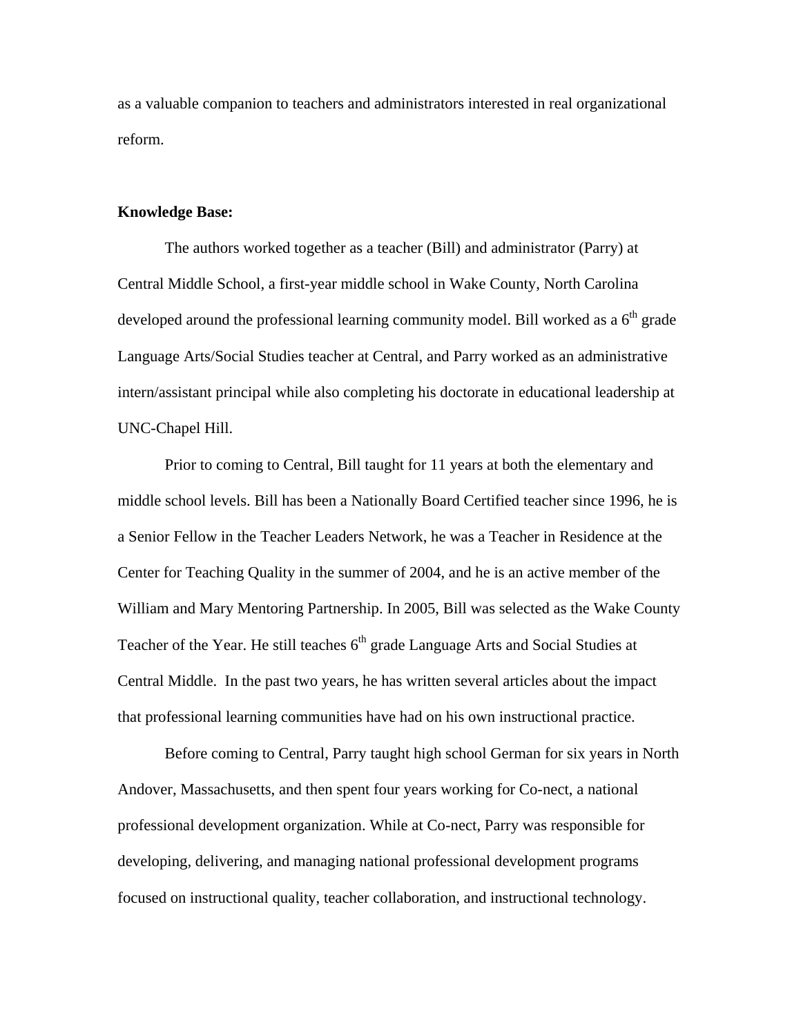as a valuable companion to teachers and administrators interested in real organizational reform.

**Knowledge Base:**

The authors worked together as a teacher (Bill) and administrator (Parry) at Central Middle School, a first-year middle school in Wake County, North Carolina developed around the professional learning community model. Bill worked as a 6th grade Language Arts/Social Studies teacher at Central, and Parry worked as an administrative intern/assistant principal while also completing his doctorate in educational leadership at UNC-Chapel Hill.

Prior to coming to Central, Bill taught for 11 years at both the elementary and middle school levels. Bill has been a Nationally Board Certified teacher since 1996, he is a Senior Fellow in the Teacher Leaders Network, he was a Teacher in Residence at the Center for Teaching Quality in the summer of 2004, and he is an active member of the William and Mary Mentoring Partnership. In 2005, Bill was selected as the Wake County Teacher of the Year. He still teaches 6th grade Language Arts and Social Studies at Central Middle. In the past two years, he has written several articles about the impact that professional learning communities have had on his own instructional practice.

Before coming to Central, Parry taught high school German for six years in North Andover, Massachusetts, and then spent four years working for Co-nect, a national professional development organization. While at Co-nect, Parry was responsible for developing, delivering, and managing national professional development programs focused on instructional quality, teacher collaboration, and instructional technology.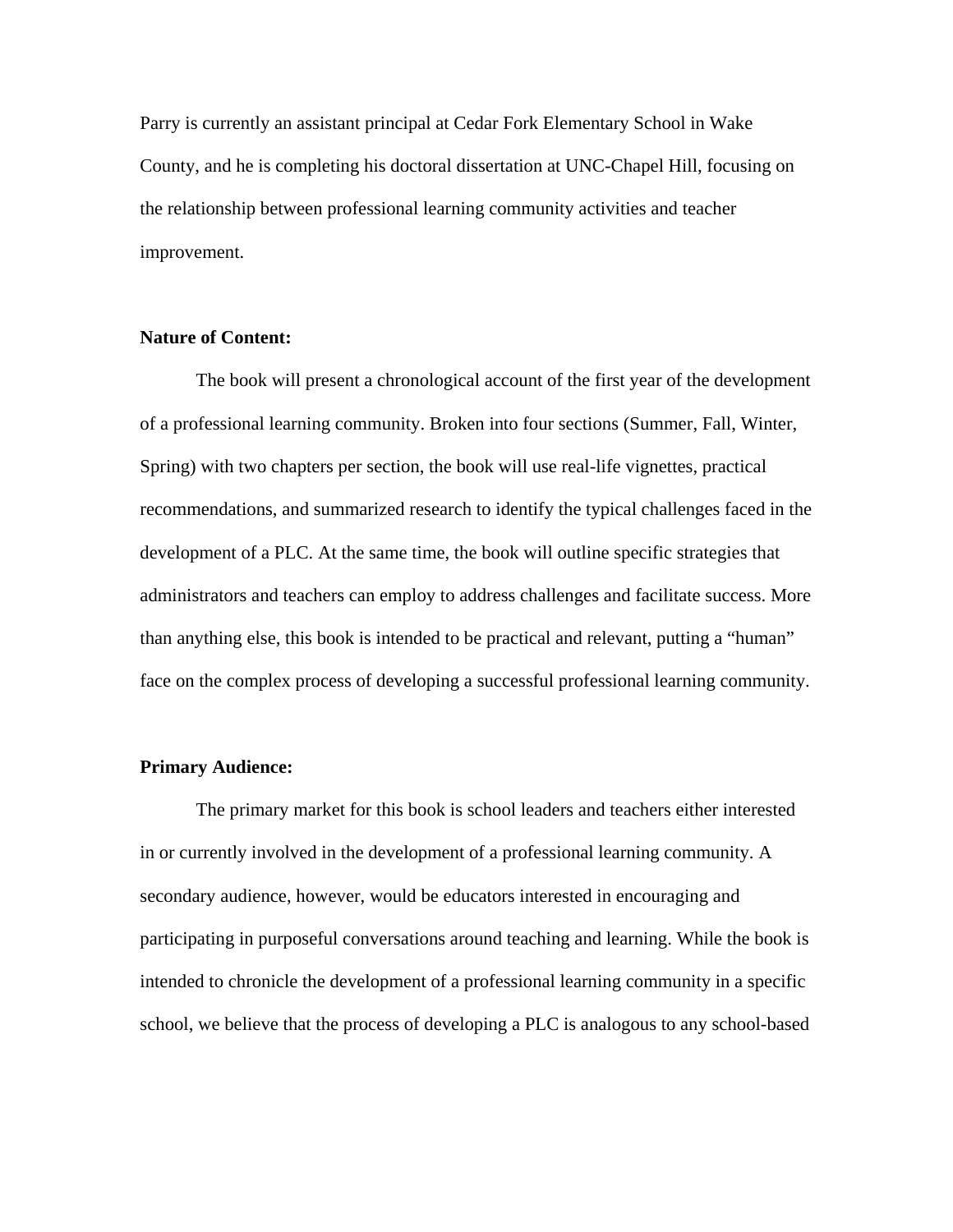Parry is currently an assistant principal at Cedar Fork Elementary School in Wake County, and he is completing his doctoral dissertation at UNC-Chapel Hill, focusing on the relationship between professional learning community activities and teacher improvement.

**Nature of Content:**

The book will present a chronological account of the first year of the development of a professional learning community. Broken into four sections (Summer, Fall, Winter, Spring) with two chapters per section, the book will use real-life vignettes, practical recommendations, and summarized research to identify the typical challenges faced in the development of a PLC. At the same time, the book will outline specific strategies that administrators and teachers can employ to address challenges and facilitate success. More than anything else, this book is intended to be practical and relevant, putting a "human" face on the complex process of developing a successful professional learning community.

**Primary Audience:**

The primary market for this book is school leaders and teachers either interested in or currently involved in the development of a professional learning community. A secondary audience, however, would be educators interested in encouraging and participating in purposeful conversations around teaching and learning. While the book is intended to chronicle the development of a professional learning community in a specific school, we believe that the process of developing a PLC is analogous to any school-based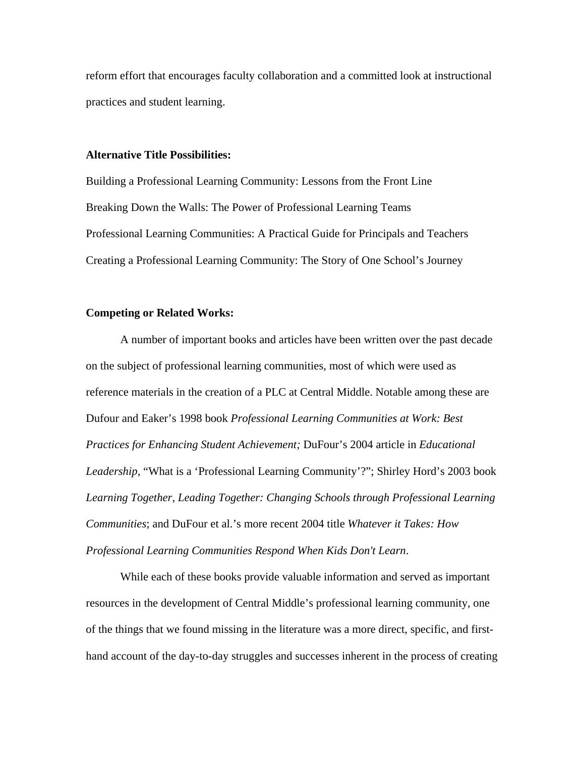reform effort that encourages faculty collaboration and a committed look at instructional practices and student learning.

**Alternative Title Possibilities:**

Building a Professional Learning Community: Lessons from the Front Line

Breaking Down the Walls: The Power of Professional Learning Teams

Professional Learning Communities: A Practical Guide for Principals and Teachers

Creating a Professional Learning Community: The Story of One School's Journey

**Competing or Related Works:**

A number of important books and articles have been written over the past decade on the subject of professional learning communities, most of which were used as reference materials in the creation of a PLC at Central Middle. Notable among these are Dufour and Eaker's 1998 book *Professional Learning Communities at Work: Best Practices for Enhancing Student Achievement;* DuFour's 2004 article in *Educational Leadership*, "What is a 'Professional Learning Community'?"; Shirley Hord's 2003 book *Learning Together, Leading Together: Changing Schools through Professional Learning Communities*; and DuFour et al.'s more recent 2004 title *Whatever it Takes: How Professional Learning Communities Respond When Kids Don't Learn*.

While each of these books provide valuable information and served as important resources in the development of Central Middle's professional learning community, one of the things that we found missing in the literature was a more direct, specific, and first-hand account of the day-to-day struggles and successes inherent in the process of creating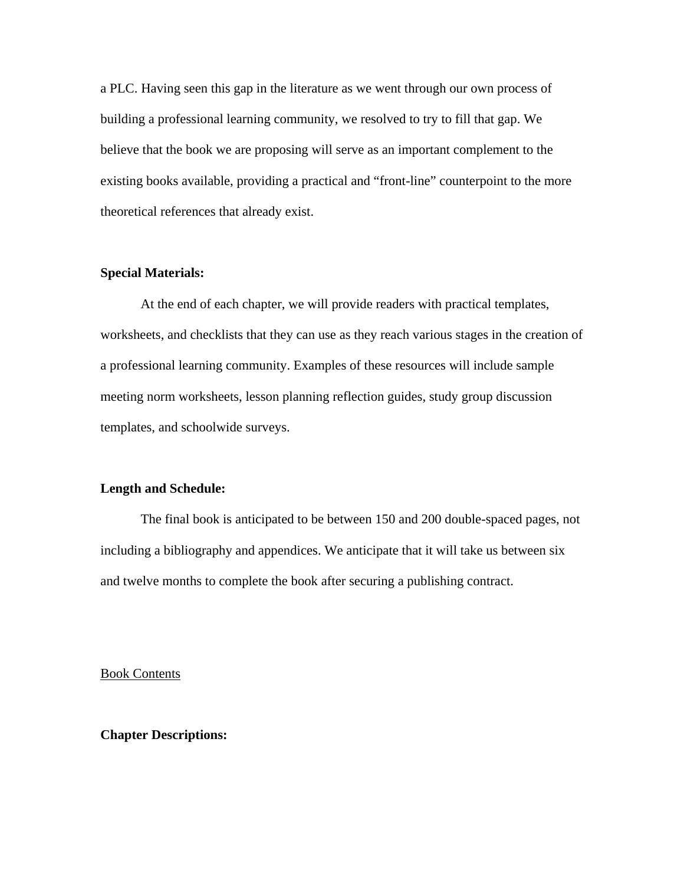a PLC. Having seen this gap in the literature as we went through our own process of building a professional learning community, we resolved to try to fill that gap. We believe that the book we are proposing will serve as an important complement to the existing books available, providing a practical and "front-line" counterpoint to the more theoretical references that already exist.

**Special Materials:**

At the end of each chapter, we will provide readers with practical templates, worksheets, and checklists that they can use as they reach various stages in the creation of a professional learning community. Examples of these resources will include sample meeting norm worksheets, lesson planning reflection guides, study group discussion templates, and schoolwide surveys.

**Length and Schedule:**

The final book is anticipated to be between 150 and 200 double-spaced pages, not including a bibliography and appendices. We anticipate that it will take us between six and twelve months to complete the book after securing a publishing contract.

<u>Book Contents</u>

**Chapter Descriptions:**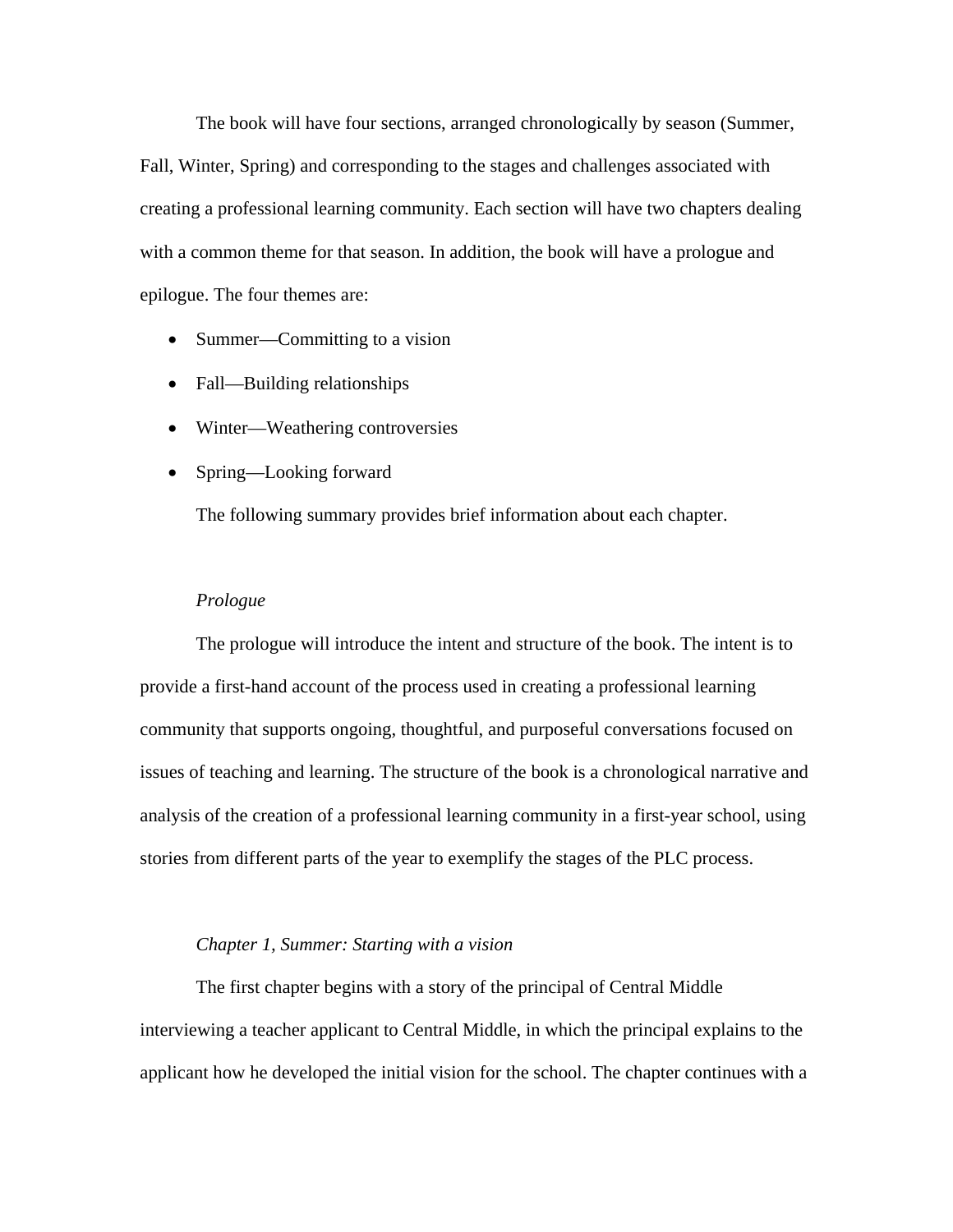The book will have four sections, arranged chronologically by season (Summer, Fall, Winter, Spring) and corresponding to the stages and challenges associated with creating a professional learning community. Each section will have two chapters dealing with a common theme for that season. In addition, the book will have a prologue and epilogue. The four themes are:

- Summer—Committing to a vision
- Fall—Building relationships
- Winter—Weathering controversies
- Spring—Looking forward

The following summary provides brief information about each chapter.

*Prologue*

The prologue will introduce the intent and structure of the book. The intent is to provide a first-hand account of the process used in creating a professional learning community that supports ongoing, thoughtful, and purposeful conversations focused on issues of teaching and learning. The structure of the book is a chronological narrative and analysis of the creation of a professional learning community in a first-year school, using stories from different parts of the year to exemplify the stages of the PLC process.

*Chapter 1, Summer: Starting with a vision*

The first chapter begins with a story of the principal of Central Middle interviewing a teacher applicant to Central Middle, in which the principal explains to the applicant how he developed the initial vision for the school. The chapter continues with a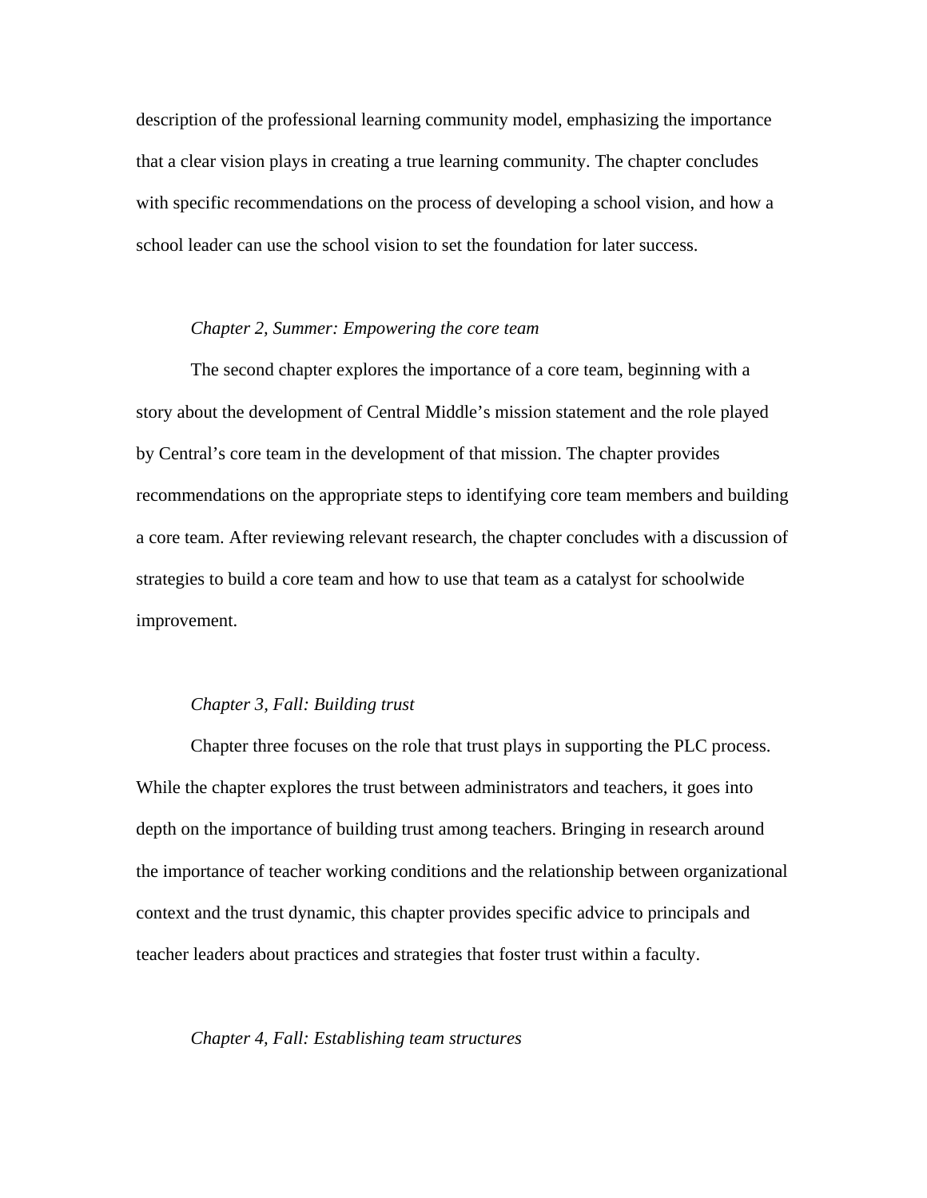description of the professional learning community model, emphasizing the importance that a clear vision plays in creating a true learning community. The chapter concludes with specific recommendations on the process of developing a school vision, and how a school leader can use the school vision to set the foundation for later success.

*Chapter 2, Summer: Empowering the core team*

The second chapter explores the importance of a core team, beginning with a story about the development of Central Middle's mission statement and the role played by Central's core team in the development of that mission. The chapter provides recommendations on the appropriate steps to identifying core team members and building a core team. After reviewing relevant research, the chapter concludes with a discussion of strategies to build a core team and how to use that team as a catalyst for schoolwide improvement.

*Chapter 3, Fall: Building trust*

Chapter three focuses on the role that trust plays in supporting the PLC process. While the chapter explores the trust between administrators and teachers, it goes into depth on the importance of building trust among teachers. Bringing in research around the importance of teacher working conditions and the relationship between organizational context and the trust dynamic, this chapter provides specific advice to principals and teacher leaders about practices and strategies that foster trust within a faculty.

*Chapter 4, Fall: Establishing team structures*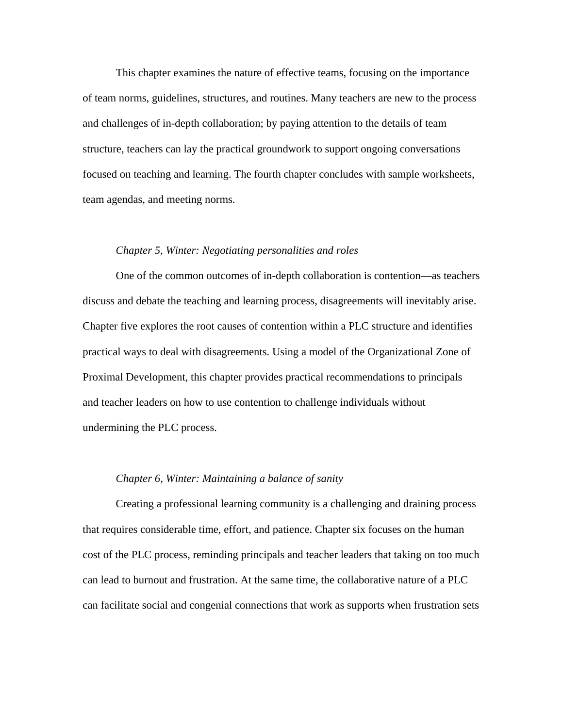This chapter examines the nature of effective teams, focusing on the importance of team norms, guidelines, structures, and routines. Many teachers are new to the process and challenges of in-depth collaboration; by paying attention to the details of team structure, teachers can lay the practical groundwork to support ongoing conversations focused on teaching and learning. The fourth chapter concludes with sample worksheets, team agendas, and meeting norms.

*Chapter 5, Winter: Negotiating personalities and roles*

One of the common outcomes of in-depth collaboration is contention—as teachers discuss and debate the teaching and learning process, disagreements will inevitably arise. Chapter five explores the root causes of contention within a PLC structure and identifies practical ways to deal with disagreements. Using a model of the Organizational Zone of Proximal Development, this chapter provides practical recommendations to principals and teacher leaders on how to use contention to challenge individuals without undermining the PLC process.

*Chapter 6, Winter: Maintaining a balance of sanity*

Creating a professional learning community is a challenging and draining process that requires considerable time, effort, and patience. Chapter six focuses on the human cost of the PLC process, reminding principals and teacher leaders that taking on too much can lead to burnout and frustration. At the same time, the collaborative nature of a PLC can facilitate social and congenial connections that work as supports when frustration sets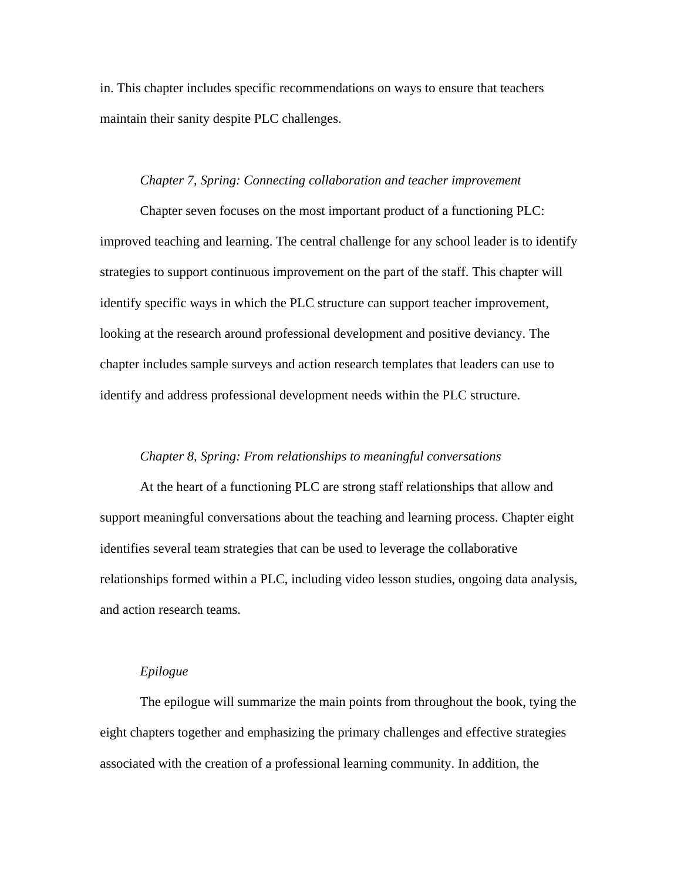in. This chapter includes specific recommendations on ways to ensure that teachers maintain their sanity despite PLC challenges.

*Chapter 7, Spring: Connecting collaboration and teacher improvement*

Chapter seven focuses on the most important product of a functioning PLC: improved teaching and learning. The central challenge for any school leader is to identify strategies to support continuous improvement on the part of the staff. This chapter will identify specific ways in which the PLC structure can support teacher improvement, looking at the research around professional development and positive deviancy. The chapter includes sample surveys and action research templates that leaders can use to identify and address professional development needs within the PLC structure.

*Chapter 8, Spring: From relationships to meaningful conversations*

At the heart of a functioning PLC are strong staff relationships that allow and support meaningful conversations about the teaching and learning process. Chapter eight identifies several team strategies that can be used to leverage the collaborative relationships formed within a PLC, including video lesson studies, ongoing data analysis, and action research teams.

*Epilogue*

The epilogue will summarize the main points from throughout the book, tying the eight chapters together and emphasizing the primary challenges and effective strategies associated with the creation of a professional learning community. In addition, the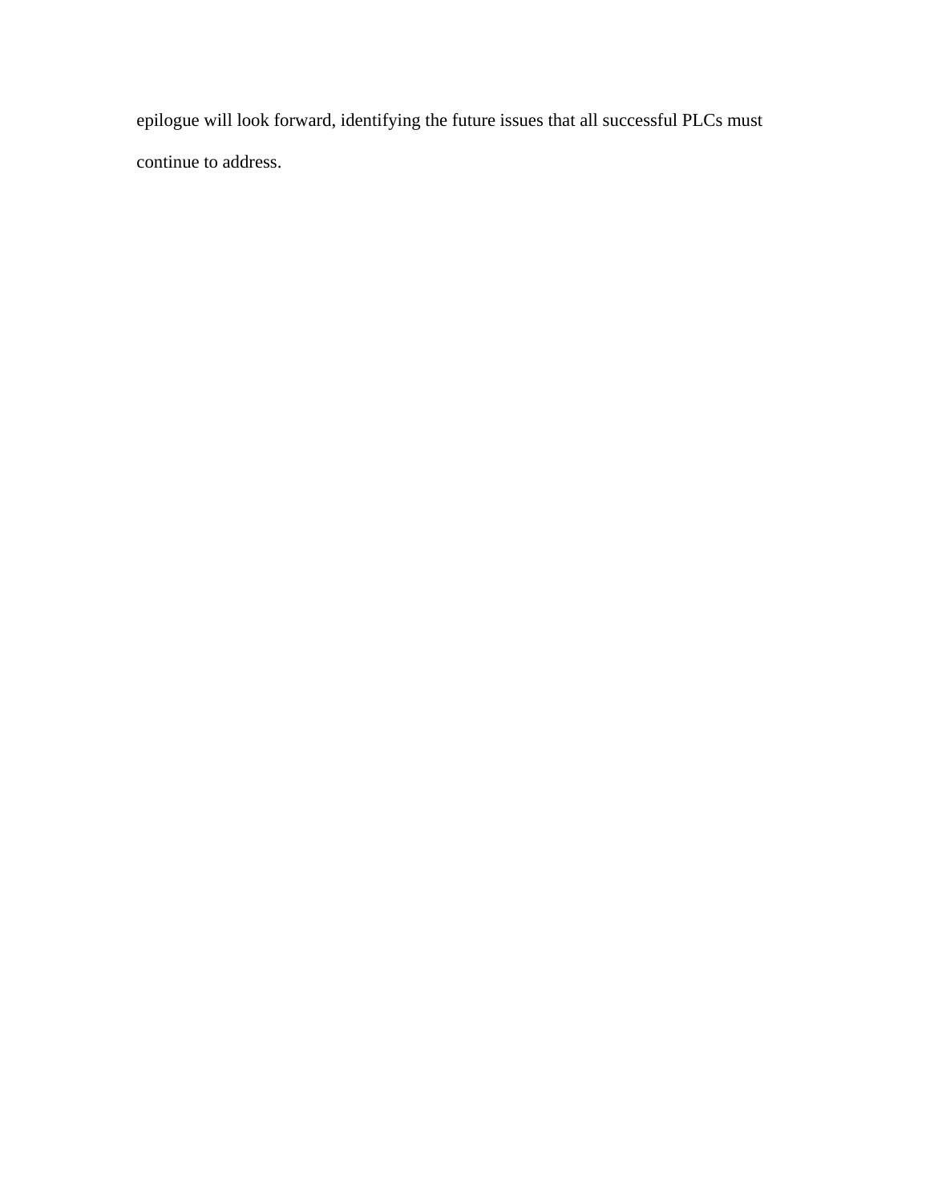epilogue will look forward, identifying the future issues that all successful PLCs must continue to address.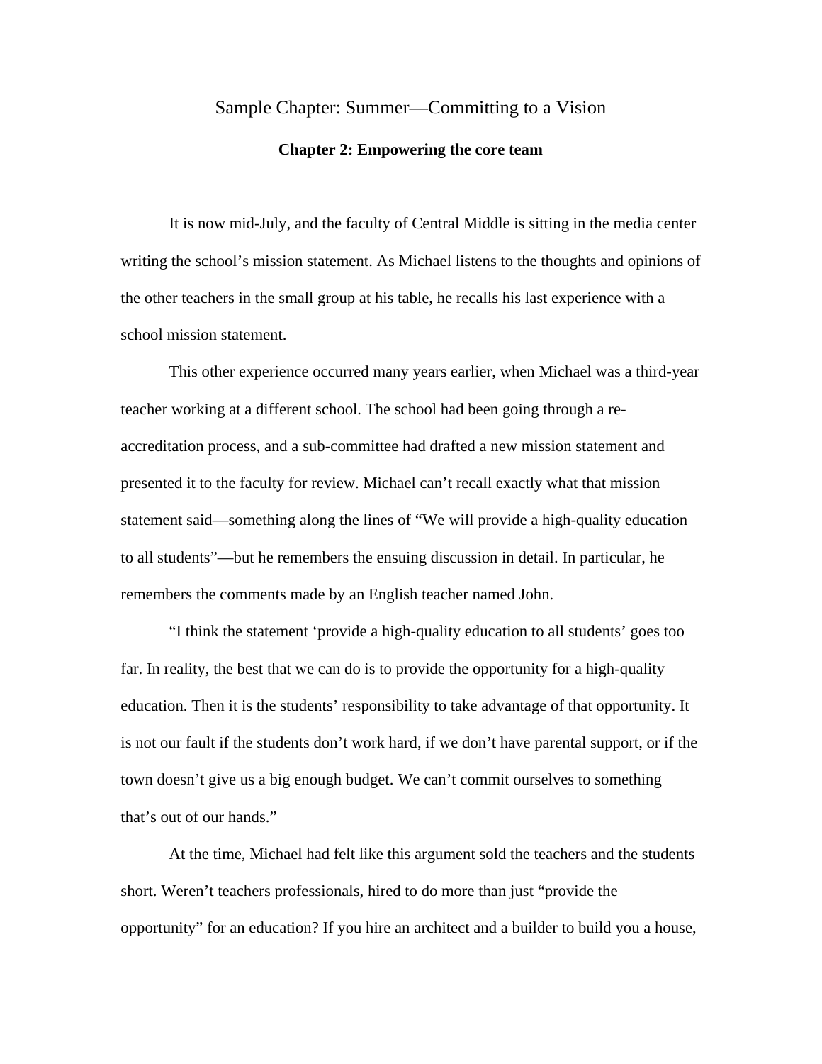# Sample Chapter: Summer—Committing to a Vision

## Chapter 2: Empowering the core team

It is now mid-July, and the faculty of Central Middle is sitting in the media center writing the school's mission statement. As Michael listens to the thoughts and opinions of the other teachers in the small group at his table, he recalls his last experience with a school mission statement.

This other experience occurred many years earlier, when Michael was a third-year teacher working at a different school. The school had been going through a re-accreditation process, and a sub-committee had drafted a new mission statement and presented it to the faculty for review. Michael can't recall exactly what that mission statement said—something along the lines of "We will provide a high-quality education to all students"—but he remembers the ensuing discussion in detail. In particular, he remembers the comments made by an English teacher named John.

"I think the statement 'provide a high-quality education to all students' goes too far. In reality, the best that we can do is to provide the opportunity for a high-quality education. Then it is the students' responsibility to take advantage of that opportunity. It is not our fault if the students don't work hard, if we don't have parental support, or if the town doesn't give us a big enough budget. We can't commit ourselves to something that's out of our hands."

At the time, Michael had felt like this argument sold the teachers and the students short. Weren't teachers professionals, hired to do more than just "provide the opportunity" for an education? If you hire an architect and a builder to build you a house,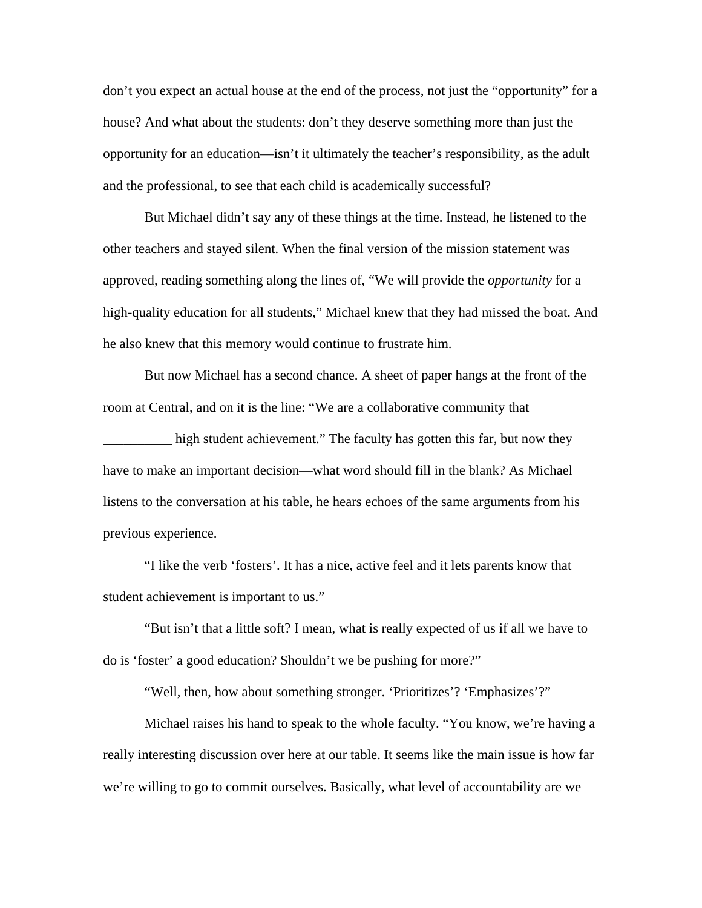don’t you expect an actual house at the end of the process, not just the “opportunity” for a house? And what about the students: don’t they deserve something more than just the opportunity for an education—isn’t it ultimately the teacher’s responsibility, as the adult and the professional, to see that each child is academically successful?

But Michael didn’t say any of these things at the time. Instead, he listened to the other teachers and stayed silent. When the final version of the mission statement was approved, reading something along the lines of, “We will provide the *opportunity* for a high-quality education for all students,” Michael knew that they had missed the boat. And he also knew that this memory would continue to frustrate him.

But now Michael has a second chance. A sheet of paper hangs at the front of the room at Central, and on it is the line: “We are a collaborative community that __________ high student achievement.” The faculty has gotten this far, but now they have to make an important decision—what word should fill in the blank? As Michael listens to the conversation at his table, he hears echoes of the same arguments from his previous experience.

“I like the verb ‘fosters’. It has a nice, active feel and it lets parents know that student achievement is important to us.”

“But isn’t that a little soft? I mean, what is really expected of us if all we have to do is ‘foster’ a good education? Shouldn’t we be pushing for more?”

“Well, then, how about something stronger. ‘Prioritizes’? ‘Emphasizes’?”

Michael raises his hand to speak to the whole faculty. “You know, we’re having a really interesting discussion over here at our table. It seems like the main issue is how far we’re willing to go to commit ourselves. Basically, what level of accountability are we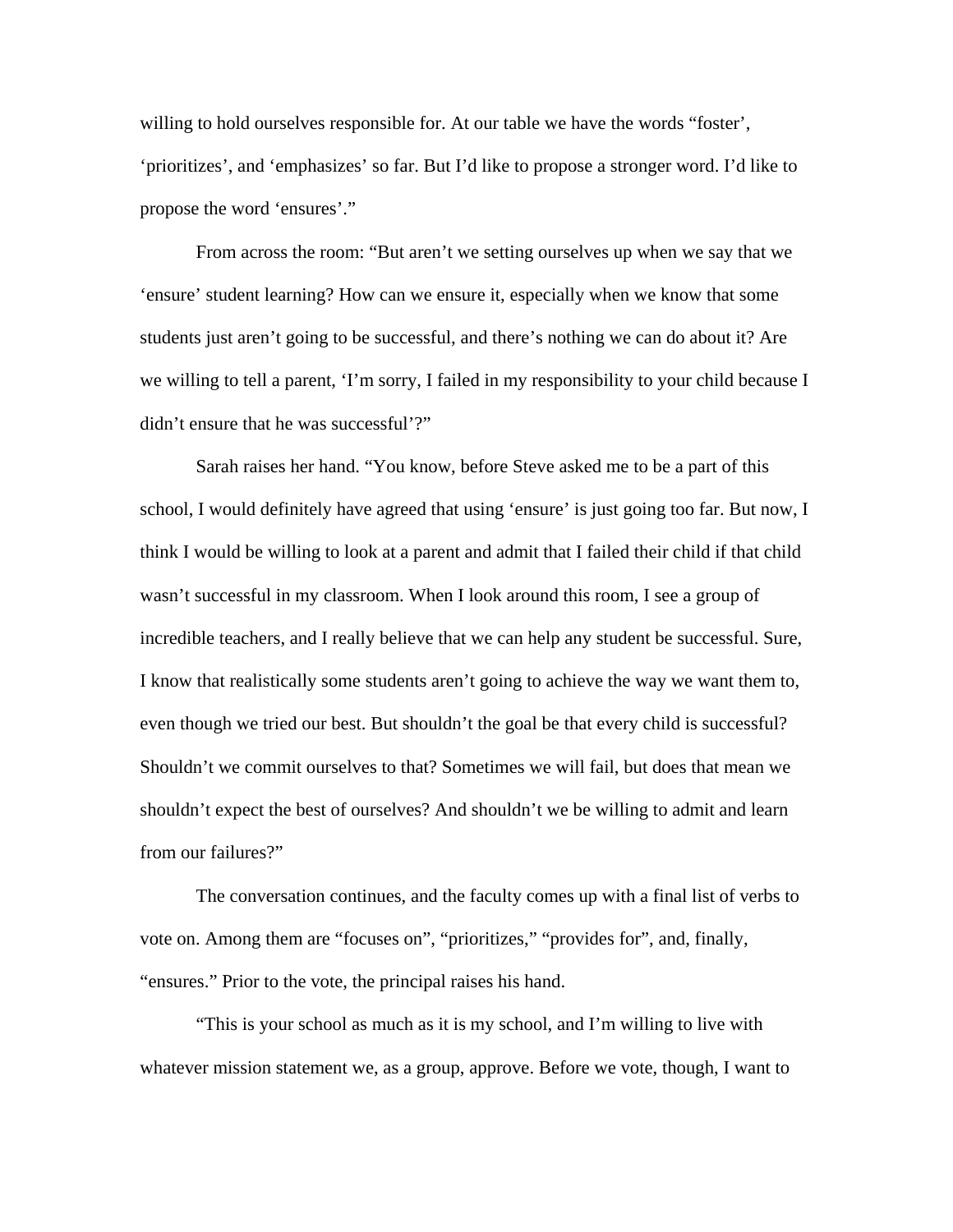willing to hold ourselves responsible for. At our table we have the words "foster', 'prioritizes', and 'emphasizes' so far. But I'd like to propose a stronger word. I'd like to propose the word 'ensures'."

From across the room: "But aren't we setting ourselves up when we say that we 'ensure' student learning? How can we ensure it, especially when we know that some students just aren't going to be successful, and there's nothing we can do about it? Are we willing to tell a parent, 'I'm sorry, I failed in my responsibility to your child because I didn't ensure that he was successful'?"

Sarah raises her hand. "You know, before Steve asked me to be a part of this school, I would definitely have agreed that using 'ensure' is just going too far. But now, I think I would be willing to look at a parent and admit that I failed their child if that child wasn't successful in my classroom. When I look around this room, I see a group of incredible teachers, and I really believe that we can help any student be successful. Sure, I know that realistically some students aren't going to achieve the way we want them to, even though we tried our best. But shouldn't the goal be that every child is successful? Shouldn't we commit ourselves to that? Sometimes we will fail, but does that mean we shouldn't expect the best of ourselves? And shouldn't we be willing to admit and learn from our failures?"

The conversation continues, and the faculty comes up with a final list of verbs to vote on. Among them are "focuses on", "prioritizes," "provides for", and, finally, "ensures." Prior to the vote, the principal raises his hand.

"This is your school as much as it is my school, and I'm willing to live with whatever mission statement we, as a group, approve. Before we vote, though, I want to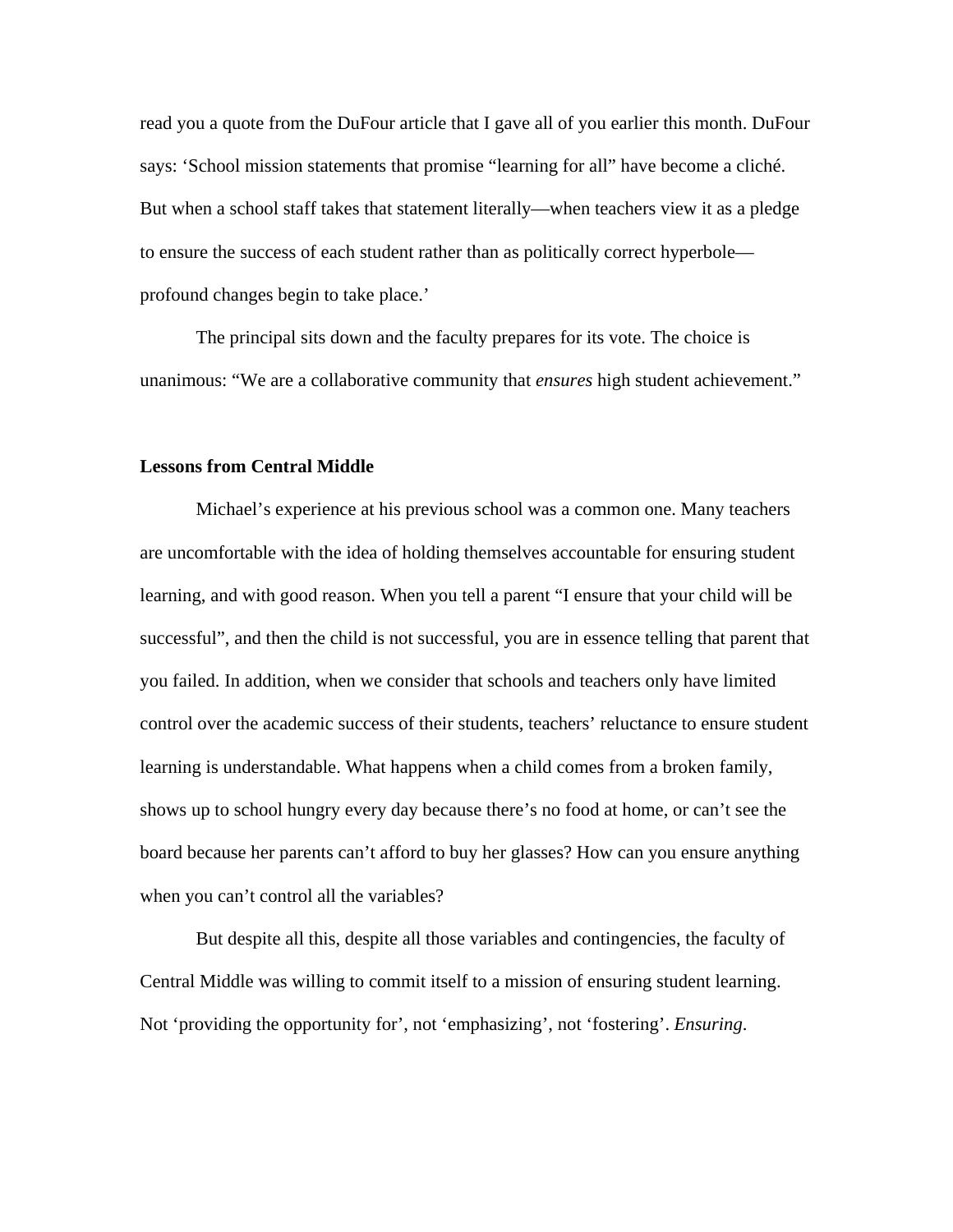read you a quote from the DuFour article that I gave all of you earlier this month. DuFour says: 'School mission statements that promise "learning for all" have become a cliché. But when a school staff takes that statement literally—when teachers view it as a pledge to ensure the success of each student rather than as politically correct hyperbole—profound changes begin to take place.'

The principal sits down and the faculty prepares for its vote. The choice is unanimous: "We are a collaborative community that *ensures* high student achievement."

**Lessons from Central Middle**

Michael's experience at his previous school was a common one. Many teachers are uncomfortable with the idea of holding themselves accountable for ensuring student learning, and with good reason. When you tell a parent "I ensure that your child will be successful", and then the child is not successful, you are in essence telling that parent that you failed. In addition, when we consider that schools and teachers only have limited control over the academic success of their students, teachers' reluctance to ensure student learning is understandable. What happens when a child comes from a broken family, shows up to school hungry every day because there's no food at home, or can't see the board because her parents can't afford to buy her glasses? How can you ensure anything when you can't control all the variables?

But despite all this, despite all those variables and contingencies, the faculty of Central Middle was willing to commit itself to a mission of ensuring student learning. Not 'providing the opportunity for', not 'emphasizing', not 'fostering'. *Ensuring*.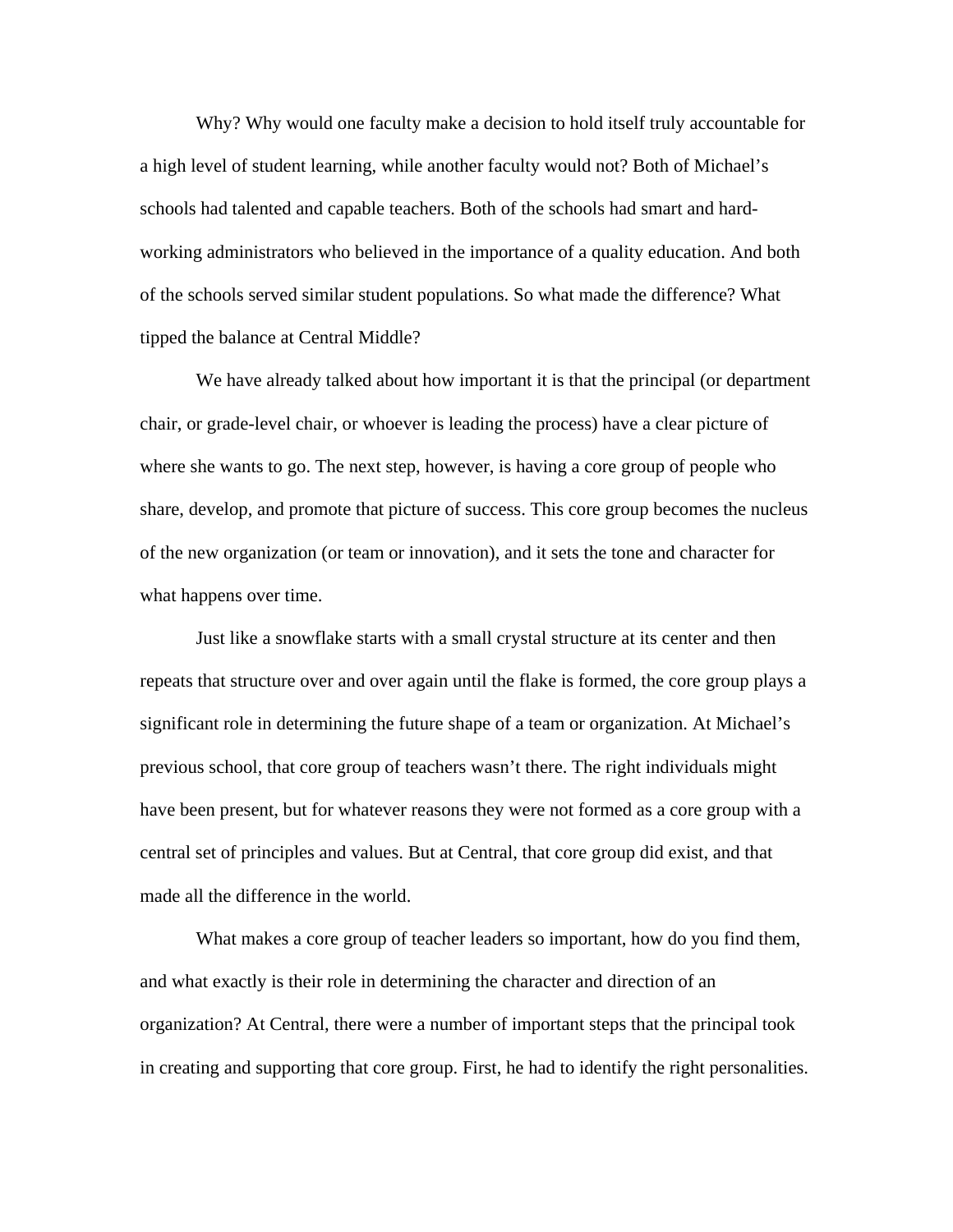Why? Why would one faculty make a decision to hold itself truly accountable for a high level of student learning, while another faculty would not? Both of Michael's schools had talented and capable teachers. Both of the schools had smart and hard-working administrators who believed in the importance of a quality education. And both of the schools served similar student populations. So what made the difference? What tipped the balance at Central Middle?

We have already talked about how important it is that the principal (or department chair, or grade-level chair, or whoever is leading the process) have a clear picture of where she wants to go. The next step, however, is having a core group of people who share, develop, and promote that picture of success. This core group becomes the nucleus of the new organization (or team or innovation), and it sets the tone and character for what happens over time.

Just like a snowflake starts with a small crystal structure at its center and then repeats that structure over and over again until the flake is formed, the core group plays a significant role in determining the future shape of a team or organization. At Michael's previous school, that core group of teachers wasn't there. The right individuals might have been present, but for whatever reasons they were not formed as a core group with a central set of principles and values. But at Central, that core group did exist, and that made all the difference in the world.

What makes a core group of teacher leaders so important, how do you find them, and what exactly is their role in determining the character and direction of an organization? At Central, there were a number of important steps that the principal took in creating and supporting that core group. First, he had to identify the right personalities.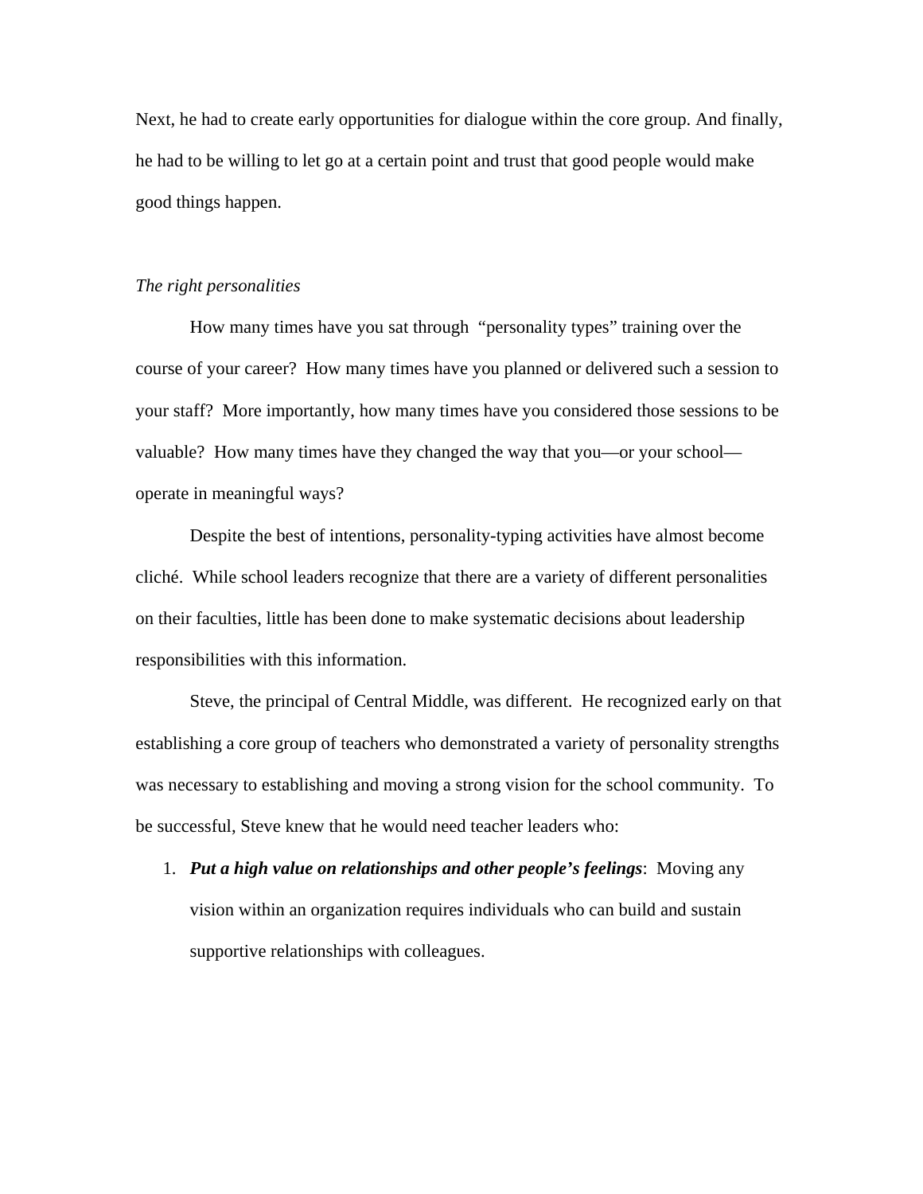Next, he had to create early opportunities for dialogue within the core group. And finally, he had to be willing to let go at a certain point and trust that good people would make good things happen.

*The right personalities*

How many times have you sat through "personality types" training over the course of your career? How many times have you planned or delivered such a session to your staff? More importantly, how many times have you considered those sessions to be valuable? How many times have they changed the way that you—or your school—operate in meaningful ways?

Despite the best of intentions, personality-typing activities have almost become cliché. While school leaders recognize that there are a variety of different personalities on their faculties, little has been done to make systematic decisions about leadership responsibilities with this information.

Steve, the principal of Central Middle, was different. He recognized early on that establishing a core group of teachers who demonstrated a variety of personality strengths was necessary to establishing and moving a strong vision for the school community. To be successful, Steve knew that he would need teacher leaders who:

1. ***Put a high value on relationships and other people's feelings***: Moving any vision within an organization requires individuals who can build and sustain supportive relationships with colleagues.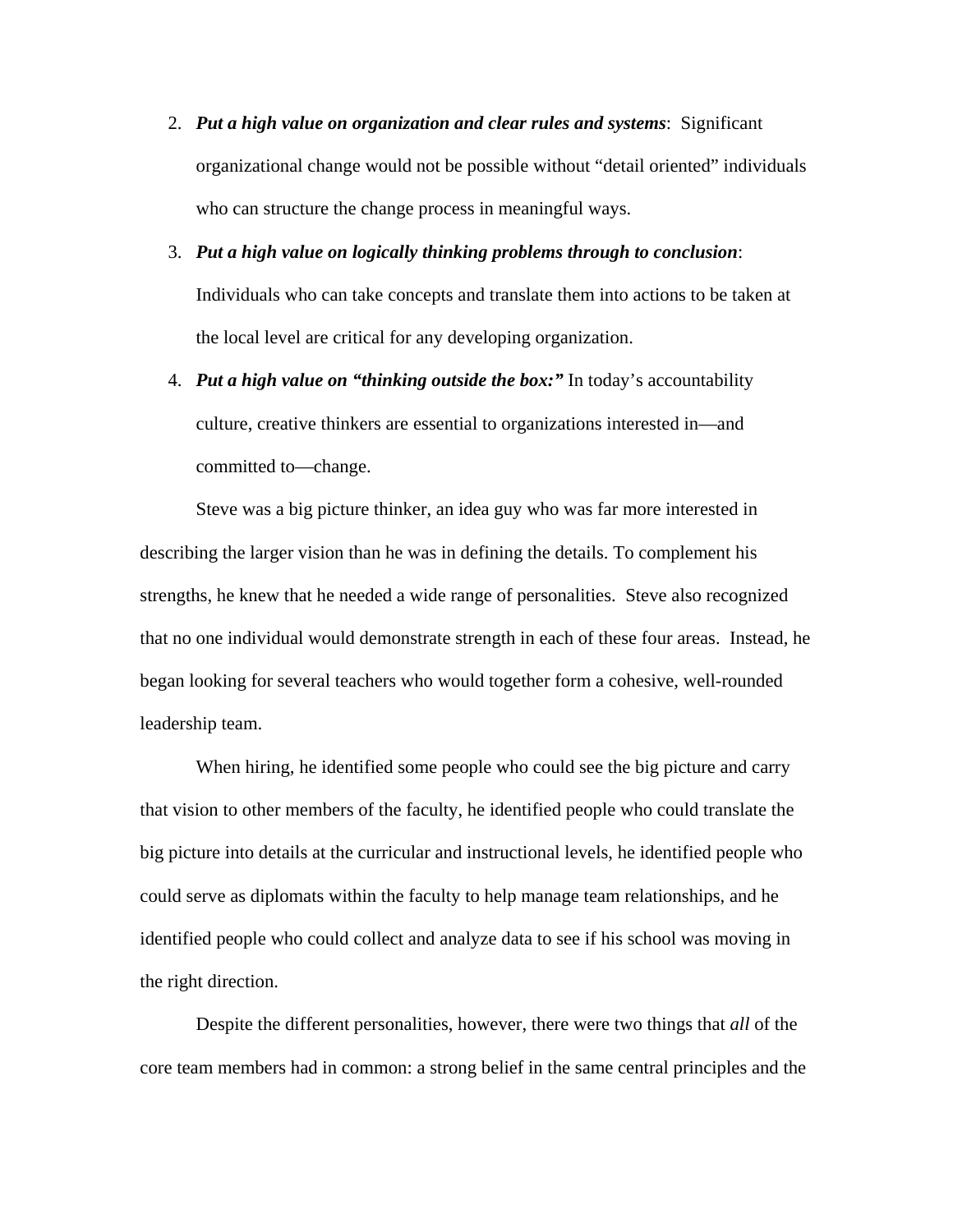2. ***Put a high value on organization and clear rules and systems***: Significant organizational change would not be possible without "detail oriented" individuals who can structure the change process in meaningful ways.
3. ***Put a high value on logically thinking problems through to conclusion***: Individuals who can take concepts and translate them into actions to be taken at the local level are critical for any developing organization.
4. ***Put a high value on "thinking outside the box:"*** In today's accountability culture, creative thinkers are essential to organizations interested in—and committed to—change.

Steve was a big picture thinker, an idea guy who was far more interested in describing the larger vision than he was in defining the details. To complement his strengths, he knew that he needed a wide range of personalities. Steve also recognized that no one individual would demonstrate strength in each of these four areas. Instead, he began looking for several teachers who would together form a cohesive, well-rounded leadership team.

When hiring, he identified some people who could see the big picture and carry that vision to other members of the faculty, he identified people who could translate the big picture into details at the curricular and instructional levels, he identified people who could serve as diplomats within the faculty to help manage team relationships, and he identified people who could collect and analyze data to see if his school was moving in the right direction.

Despite the different personalities, however, there were two things that *all* of the core team members had in common: a strong belief in the same central principles and the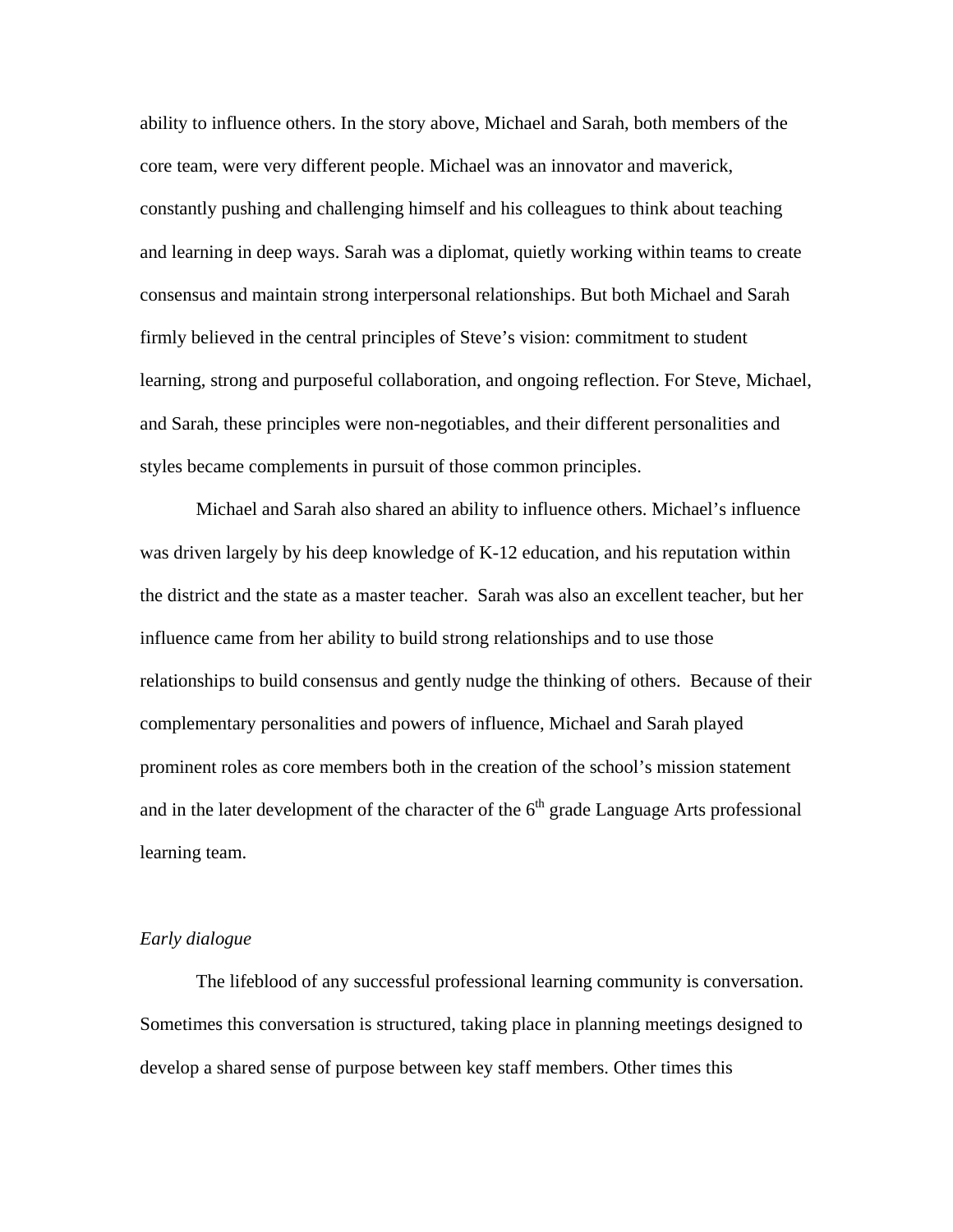ability to influence others. In the story above, Michael and Sarah, both members of the core team, were very different people. Michael was an innovator and maverick, constantly pushing and challenging himself and his colleagues to think about teaching and learning in deep ways. Sarah was a diplomat, quietly working within teams to create consensus and maintain strong interpersonal relationships. But both Michael and Sarah firmly believed in the central principles of Steve's vision: commitment to student learning, strong and purposeful collaboration, and ongoing reflection. For Steve, Michael, and Sarah, these principles were non-negotiables, and their different personalities and styles became complements in pursuit of those common principles.

Michael and Sarah also shared an ability to influence others. Michael's influence was driven largely by his deep knowledge of K-12 education, and his reputation within the district and the state as a master teacher. Sarah was also an excellent teacher, but her influence came from her ability to build strong relationships and to use those relationships to build consensus and gently nudge the thinking of others. Because of their complementary personalities and powers of influence, Michael and Sarah played prominent roles as core members both in the creation of the school's mission statement and in the later development of the character of the 6th grade Language Arts professional learning team.

*Early dialogue*

The lifeblood of any successful professional learning community is conversation. Sometimes this conversation is structured, taking place in planning meetings designed to develop a shared sense of purpose between key staff members. Other times this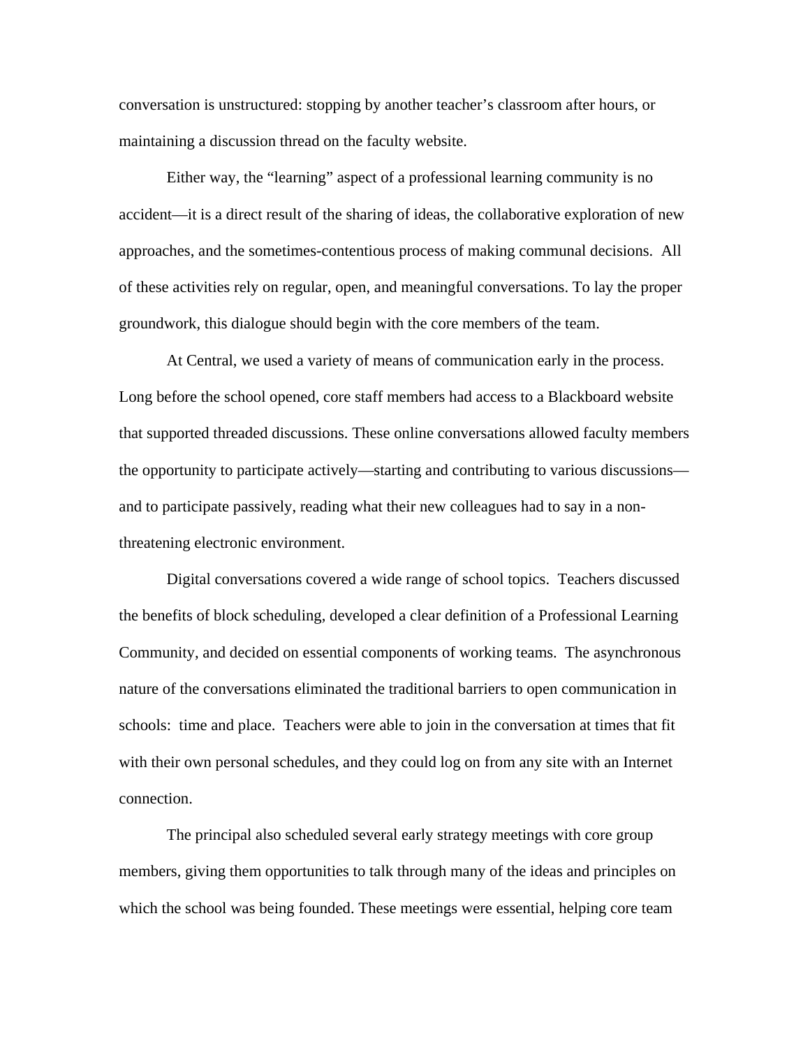conversation is unstructured: stopping by another teacher's classroom after hours, or maintaining a discussion thread on the faculty website.

Either way, the "learning" aspect of a professional learning community is no accident—it is a direct result of the sharing of ideas, the collaborative exploration of new approaches, and the sometimes-contentious process of making communal decisions. All of these activities rely on regular, open, and meaningful conversations. To lay the proper groundwork, this dialogue should begin with the core members of the team.

At Central, we used a variety of means of communication early in the process. Long before the school opened, core staff members had access to a Blackboard website that supported threaded discussions. These online conversations allowed faculty members the opportunity to participate actively—starting and contributing to various discussions—and to participate passively, reading what their new colleagues had to say in a non-threatening electronic environment.

Digital conversations covered a wide range of school topics. Teachers discussed the benefits of block scheduling, developed a clear definition of a Professional Learning Community, and decided on essential components of working teams. The asynchronous nature of the conversations eliminated the traditional barriers to open communication in schools: time and place. Teachers were able to join in the conversation at times that fit with their own personal schedules, and they could log on from any site with an Internet connection.

The principal also scheduled several early strategy meetings with core group members, giving them opportunities to talk through many of the ideas and principles on which the school was being founded. These meetings were essential, helping core team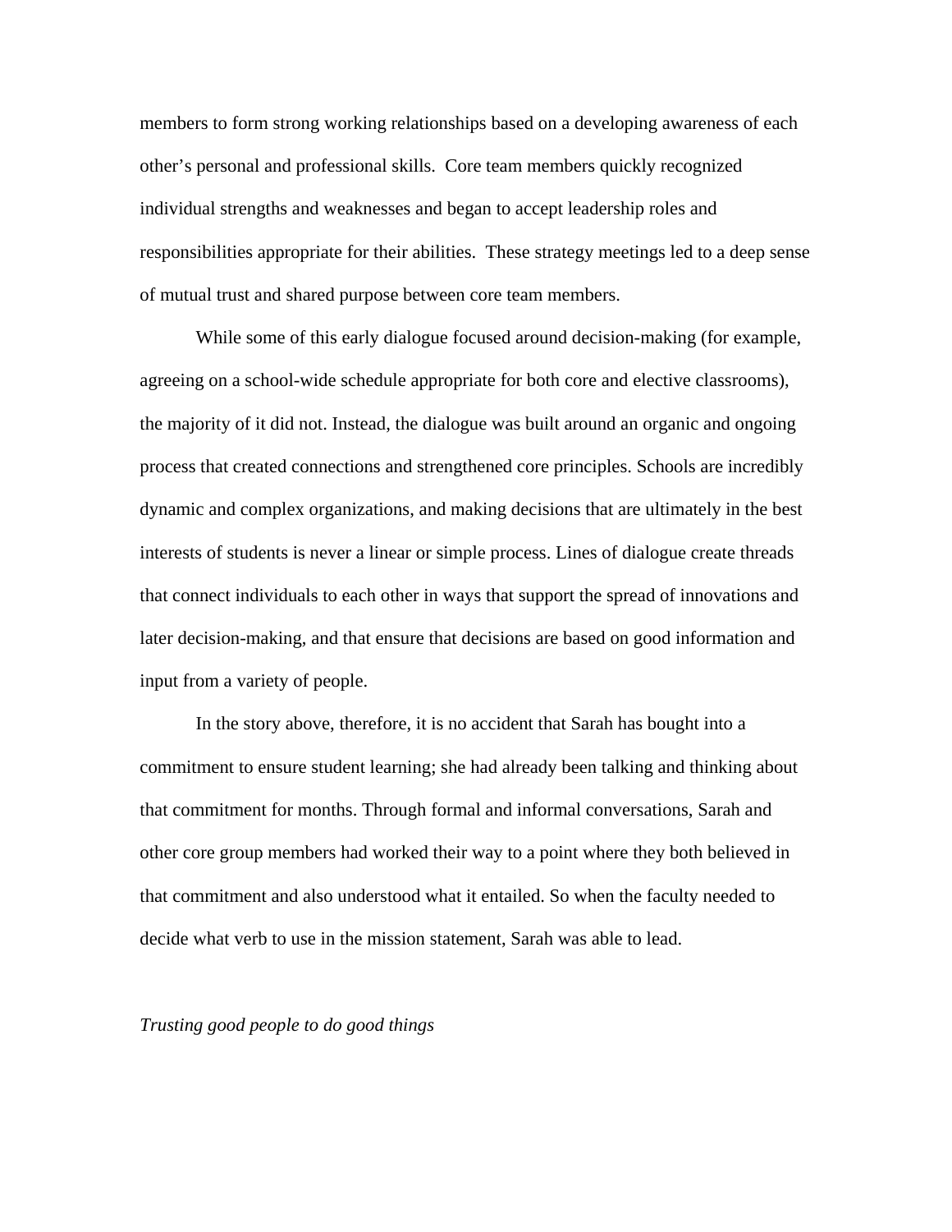members to form strong working relationships based on a developing awareness of each other's personal and professional skills. Core team members quickly recognized individual strengths and weaknesses and began to accept leadership roles and responsibilities appropriate for their abilities. These strategy meetings led to a deep sense of mutual trust and shared purpose between core team members.

While some of this early dialogue focused around decision-making (for example, agreeing on a school-wide schedule appropriate for both core and elective classrooms), the majority of it did not. Instead, the dialogue was built around an organic and ongoing process that created connections and strengthened core principles. Schools are incredibly dynamic and complex organizations, and making decisions that are ultimately in the best interests of students is never a linear or simple process. Lines of dialogue create threads that connect individuals to each other in ways that support the spread of innovations and later decision-making, and that ensure that decisions are based on good information and input from a variety of people.

In the story above, therefore, it is no accident that Sarah has bought into a commitment to ensure student learning; she had already been talking and thinking about that commitment for months. Through formal and informal conversations, Sarah and other core group members had worked their way to a point where they both believed in that commitment and also understood what it entailed. So when the faculty needed to decide what verb to use in the mission statement, Sarah was able to lead.

*Trusting good people to do good things*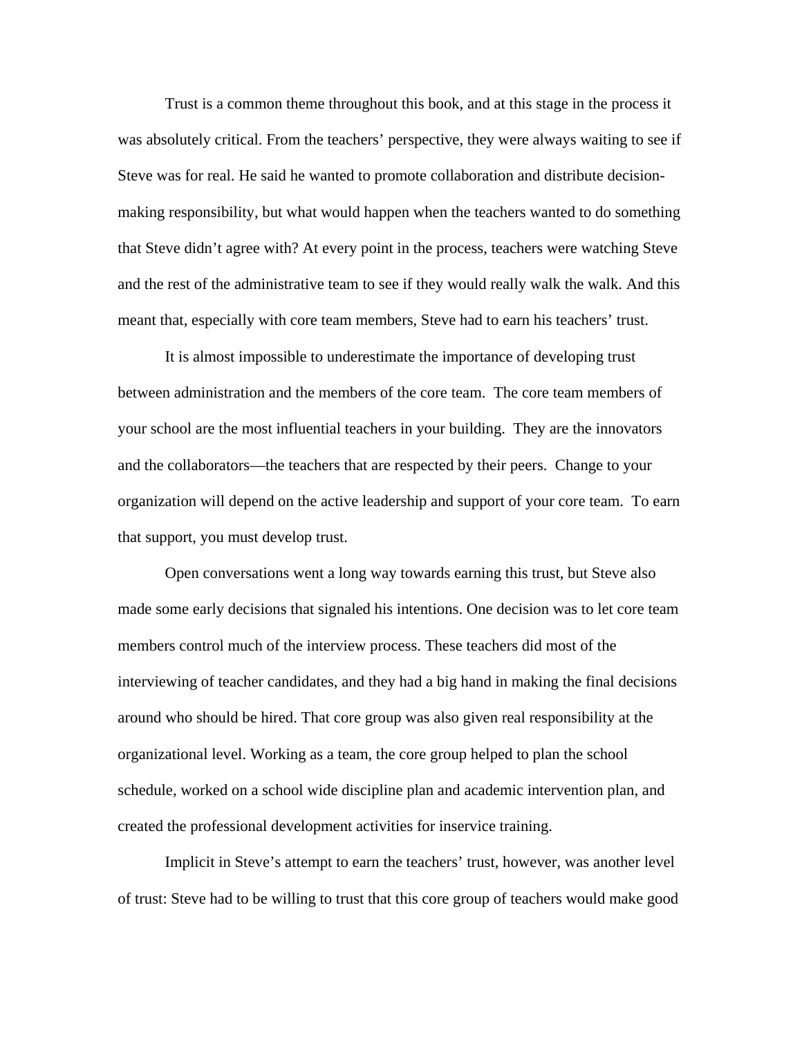Trust is a common theme throughout this book, and at this stage in the process it was absolutely critical. From the teachers' perspective, they were always waiting to see if Steve was for real. He said he wanted to promote collaboration and distribute decision-making responsibility, but what would happen when the teachers wanted to do something that Steve didn't agree with? At every point in the process, teachers were watching Steve and the rest of the administrative team to see if they would really walk the walk. And this meant that, especially with core team members, Steve had to earn his teachers' trust.

It is almost impossible to underestimate the importance of developing trust between administration and the members of the core team. The core team members of your school are the most influential teachers in your building. They are the innovators and the collaborators—the teachers that are respected by their peers. Change to your organization will depend on the active leadership and support of your core team. To earn that support, you must develop trust.

Open conversations went a long way towards earning this trust, but Steve also made some early decisions that signaled his intentions. One decision was to let core team members control much of the interview process. These teachers did most of the interviewing of teacher candidates, and they had a big hand in making the final decisions around who should be hired. That core group was also given real responsibility at the organizational level. Working as a team, the core group helped to plan the school schedule, worked on a school wide discipline plan and academic intervention plan, and created the professional development activities for inservice training.

Implicit in Steve's attempt to earn the teachers' trust, however, was another level of trust: Steve had to be willing to trust that this core group of teachers would make good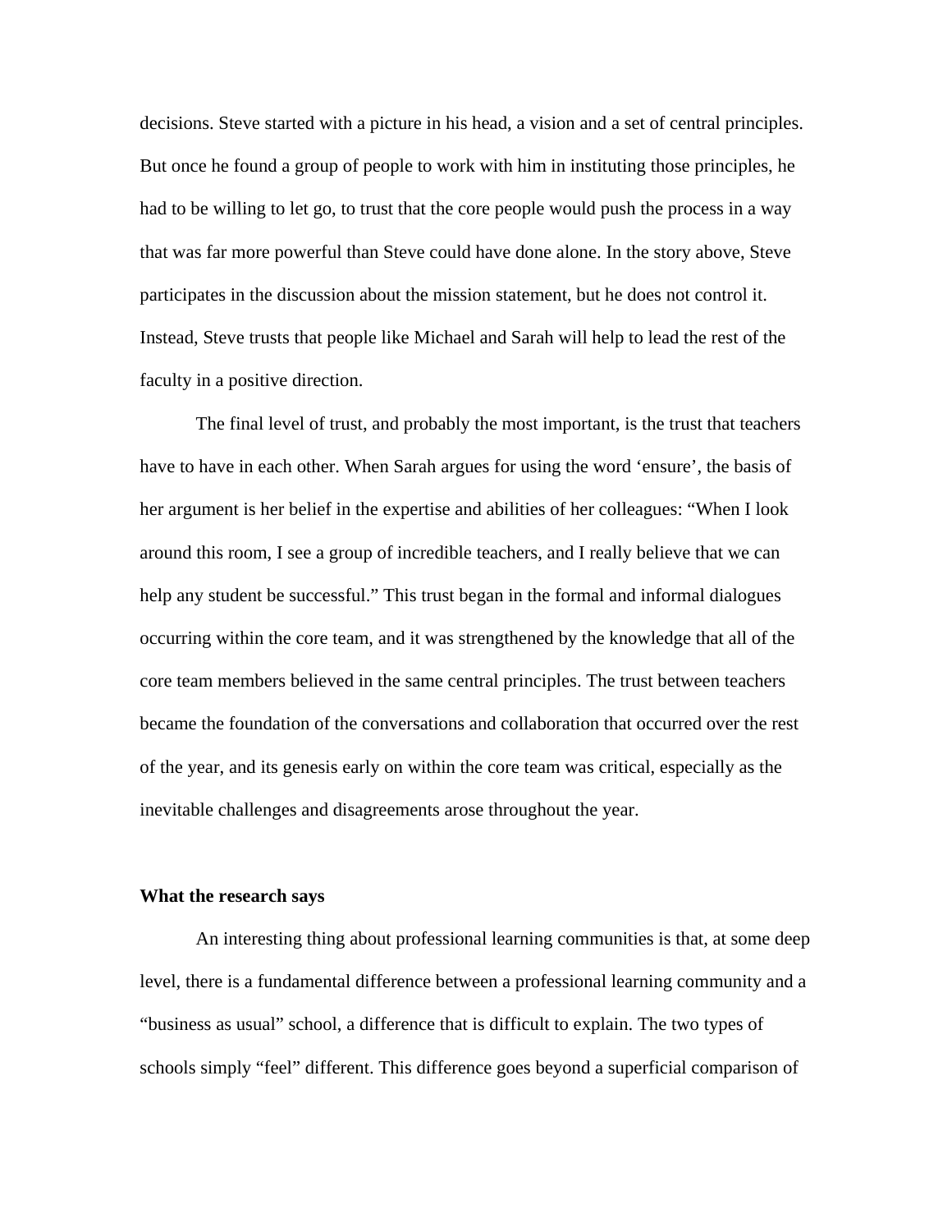decisions. Steve started with a picture in his head, a vision and a set of central principles. But once he found a group of people to work with him in instituting those principles, he had to be willing to let go, to trust that the core people would push the process in a way that was far more powerful than Steve could have done alone. In the story above, Steve participates in the discussion about the mission statement, but he does not control it. Instead, Steve trusts that people like Michael and Sarah will help to lead the rest of the faculty in a positive direction.

The final level of trust, and probably the most important, is the trust that teachers have to have in each other. When Sarah argues for using the word 'ensure', the basis of her argument is her belief in the expertise and abilities of her colleagues: "When I look around this room, I see a group of incredible teachers, and I really believe that we can help any student be successful." This trust began in the formal and informal dialogues occurring within the core team, and it was strengthened by the knowledge that all of the core team members believed in the same central principles. The trust between teachers became the foundation of the conversations and collaboration that occurred over the rest of the year, and its genesis early on within the core team was critical, especially as the inevitable challenges and disagreements arose throughout the year.

**What the research says**

An interesting thing about professional learning communities is that, at some deep level, there is a fundamental difference between a professional learning community and a "business as usual" school, a difference that is difficult to explain. The two types of schools simply "feel" different. This difference goes beyond a superficial comparison of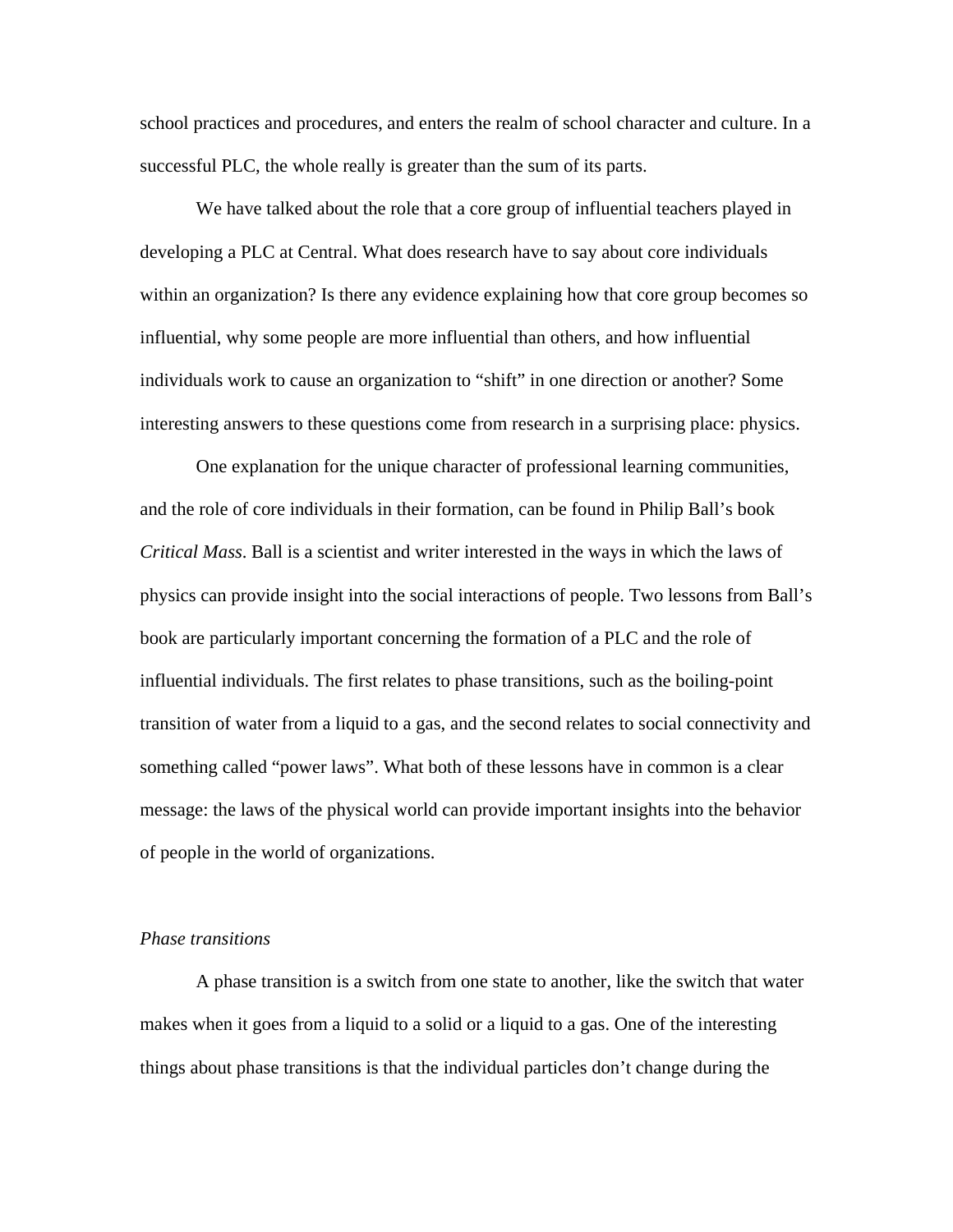school practices and procedures, and enters the realm of school character and culture. In a successful PLC, the whole really is greater than the sum of its parts.

We have talked about the role that a core group of influential teachers played in developing a PLC at Central. What does research have to say about core individuals within an organization? Is there any evidence explaining how that core group becomes so influential, why some people are more influential than others, and how influential individuals work to cause an organization to "shift" in one direction or another? Some interesting answers to these questions come from research in a surprising place: physics.

One explanation for the unique character of professional learning communities, and the role of core individuals in their formation, can be found in Philip Ball's book *Critical Mass*. Ball is a scientist and writer interested in the ways in which the laws of physics can provide insight into the social interactions of people. Two lessons from Ball's book are particularly important concerning the formation of a PLC and the role of influential individuals. The first relates to phase transitions, such as the boiling-point transition of water from a liquid to a gas, and the second relates to social connectivity and something called "power laws". What both of these lessons have in common is a clear message: the laws of the physical world can provide important insights into the behavior of people in the world of organizations.

*Phase transitions*

A phase transition is a switch from one state to another, like the switch that water makes when it goes from a liquid to a solid or a liquid to a gas. One of the interesting things about phase transitions is that the individual particles don't change during the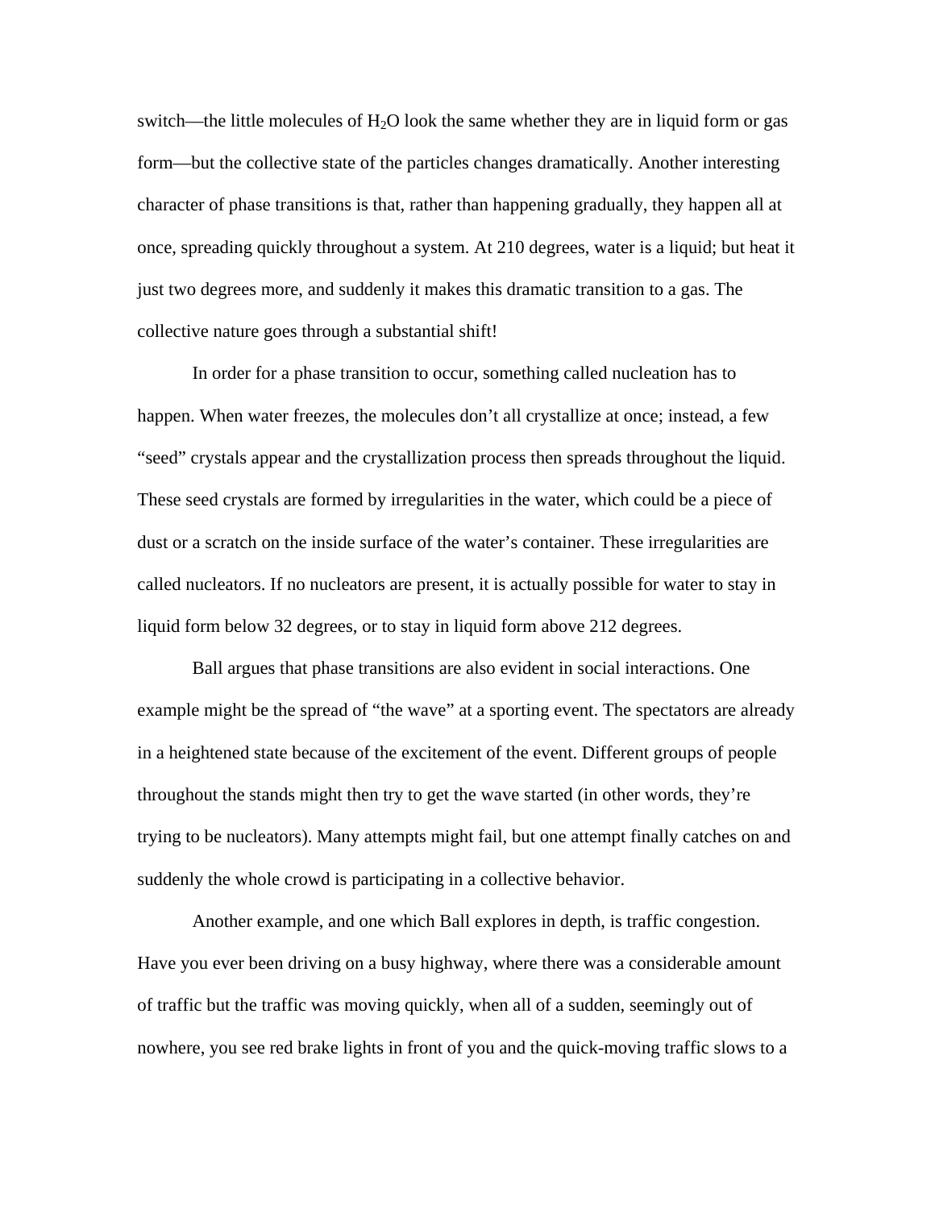switch—the little molecules of $H_2O$ look the same whether they are in liquid form or gas form—but the collective state of the particles changes dramatically. Another interesting character of phase transitions is that, rather than happening gradually, they happen all at once, spreading quickly throughout a system. At 210 degrees, water is a liquid; but heat it just two degrees more, and suddenly it makes this dramatic transition to a gas. The collective nature goes through a substantial shift!

In order for a phase transition to occur, something called nucleation has to happen. When water freezes, the molecules don't all crystallize at once; instead, a few "seed" crystals appear and the crystallization process then spreads throughout the liquid. These seed crystals are formed by irregularities in the water, which could be a piece of dust or a scratch on the inside surface of the water's container. These irregularities are called nucleators. If no nucleators are present, it is actually possible for water to stay in liquid form below 32 degrees, or to stay in liquid form above 212 degrees.

Ball argues that phase transitions are also evident in social interactions. One example might be the spread of "the wave" at a sporting event. The spectators are already in a heightened state because of the excitement of the event. Different groups of people throughout the stands might then try to get the wave started (in other words, they're trying to be nucleators). Many attempts might fail, but one attempt finally catches on and suddenly the whole crowd is participating in a collective behavior.

Another example, and one which Ball explores in depth, is traffic congestion. Have you ever been driving on a busy highway, where there was a considerable amount of traffic but the traffic was moving quickly, when all of a sudden, seemingly out of nowhere, you see red brake lights in front of you and the quick-moving traffic slows to a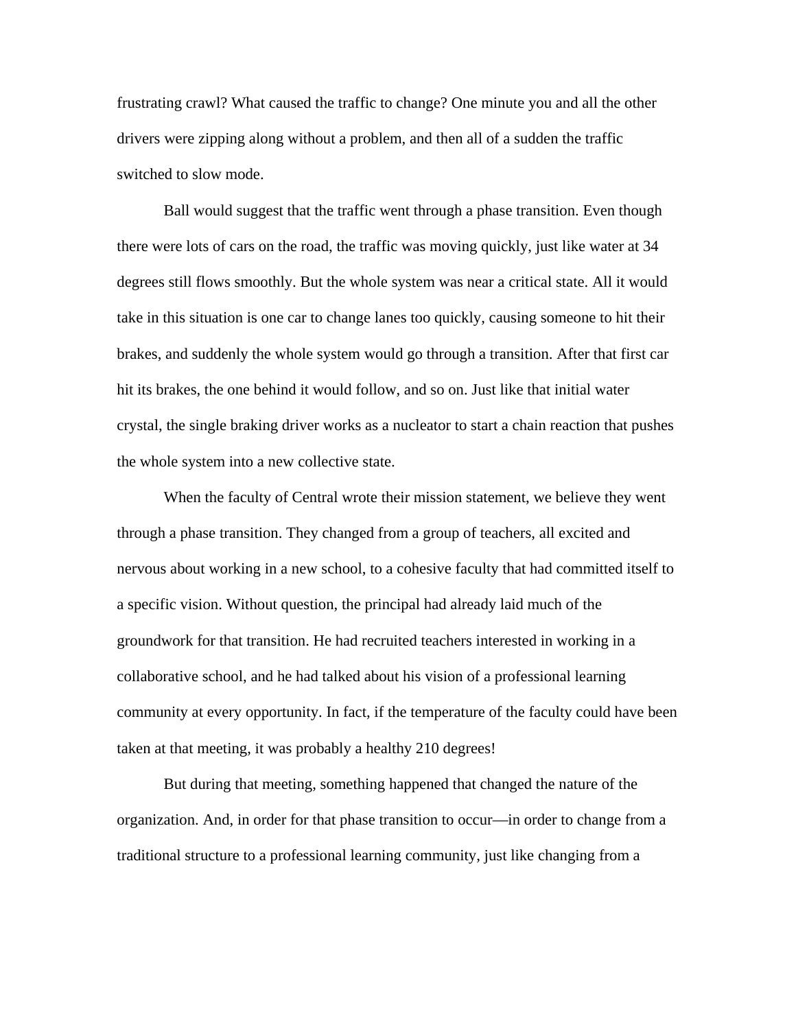frustrating crawl? What caused the traffic to change? One minute you and all the other drivers were zipping along without a problem, and then all of a sudden the traffic switched to slow mode.

Ball would suggest that the traffic went through a phase transition. Even though there were lots of cars on the road, the traffic was moving quickly, just like water at 34 degrees still flows smoothly. But the whole system was near a critical state. All it would take in this situation is one car to change lanes too quickly, causing someone to hit their brakes, and suddenly the whole system would go through a transition. After that first car hit its brakes, the one behind it would follow, and so on. Just like that initial water crystal, the single braking driver works as a nucleator to start a chain reaction that pushes the whole system into a new collective state.

When the faculty of Central wrote their mission statement, we believe they went through a phase transition. They changed from a group of teachers, all excited and nervous about working in a new school, to a cohesive faculty that had committed itself to a specific vision. Without question, the principal had already laid much of the groundwork for that transition. He had recruited teachers interested in working in a collaborative school, and he had talked about his vision of a professional learning community at every opportunity. In fact, if the temperature of the faculty could have been taken at that meeting, it was probably a healthy 210 degrees!

But during that meeting, something happened that changed the nature of the organization. And, in order for that phase transition to occur—in order to change from a traditional structure to a professional learning community, just like changing from a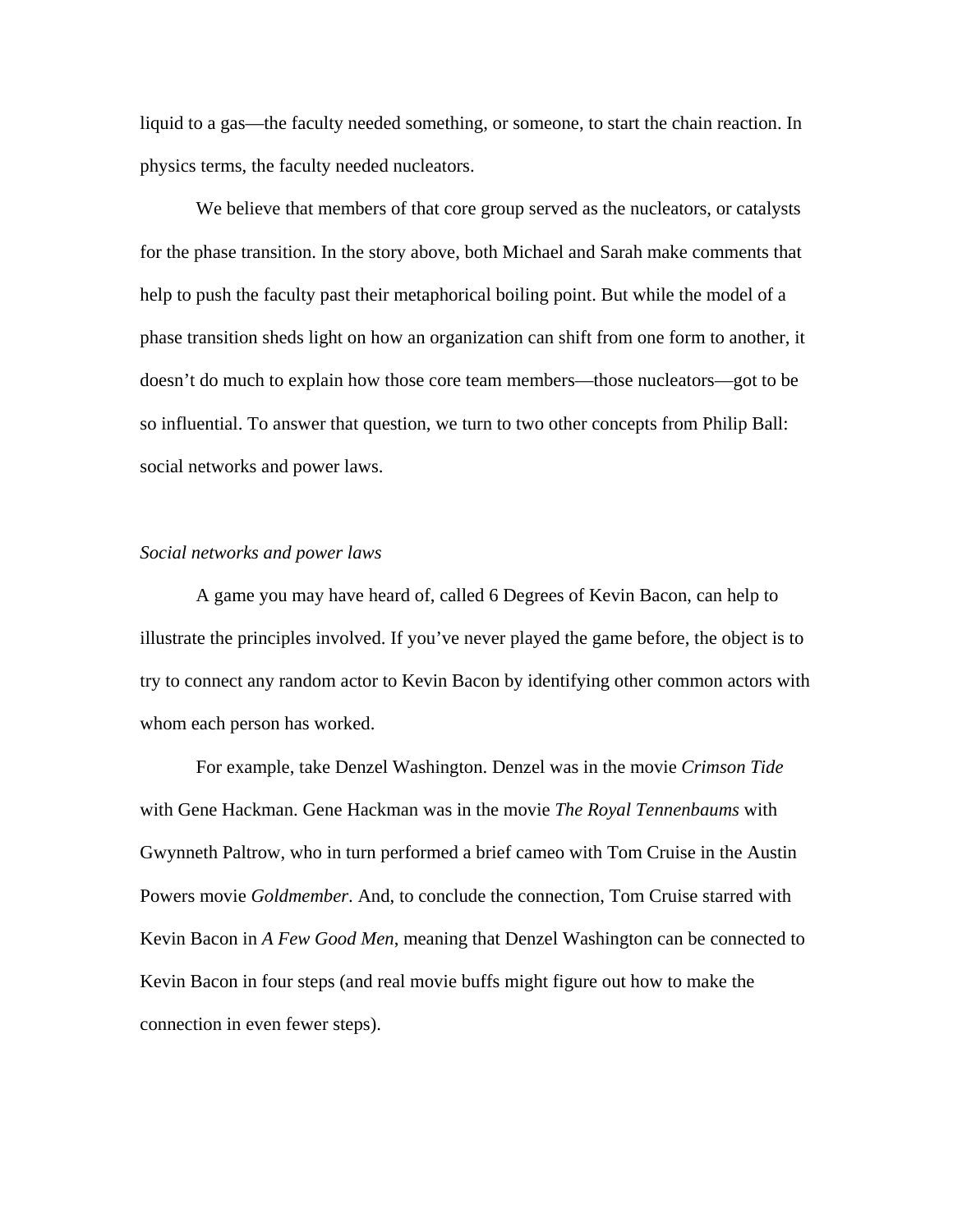liquid to a gas—the faculty needed something, or someone, to start the chain reaction. In physics terms, the faculty needed nucleators.

We believe that members of that core group served as the nucleators, or catalysts for the phase transition. In the story above, both Michael and Sarah make comments that help to push the faculty past their metaphorical boiling point. But while the model of a phase transition sheds light on how an organization can shift from one form to another, it doesn't do much to explain how those core team members—those nucleators—got to be so influential. To answer that question, we turn to two other concepts from Philip Ball: social networks and power laws.

*Social networks and power laws*

A game you may have heard of, called 6 Degrees of Kevin Bacon, can help to illustrate the principles involved. If you've never played the game before, the object is to try to connect any random actor to Kevin Bacon by identifying other common actors with whom each person has worked.

For example, take Denzel Washington. Denzel was in the movie *Crimson Tide* with Gene Hackman. Gene Hackman was in the movie *The Royal Tennenbaums* with Gwynneth Paltrow, who in turn performed a brief cameo with Tom Cruise in the Austin Powers movie *Goldmember*. And, to conclude the connection, Tom Cruise starred with Kevin Bacon in *A Few Good Men*, meaning that Denzel Washington can be connected to Kevin Bacon in four steps (and real movie buffs might figure out how to make the connection in even fewer steps).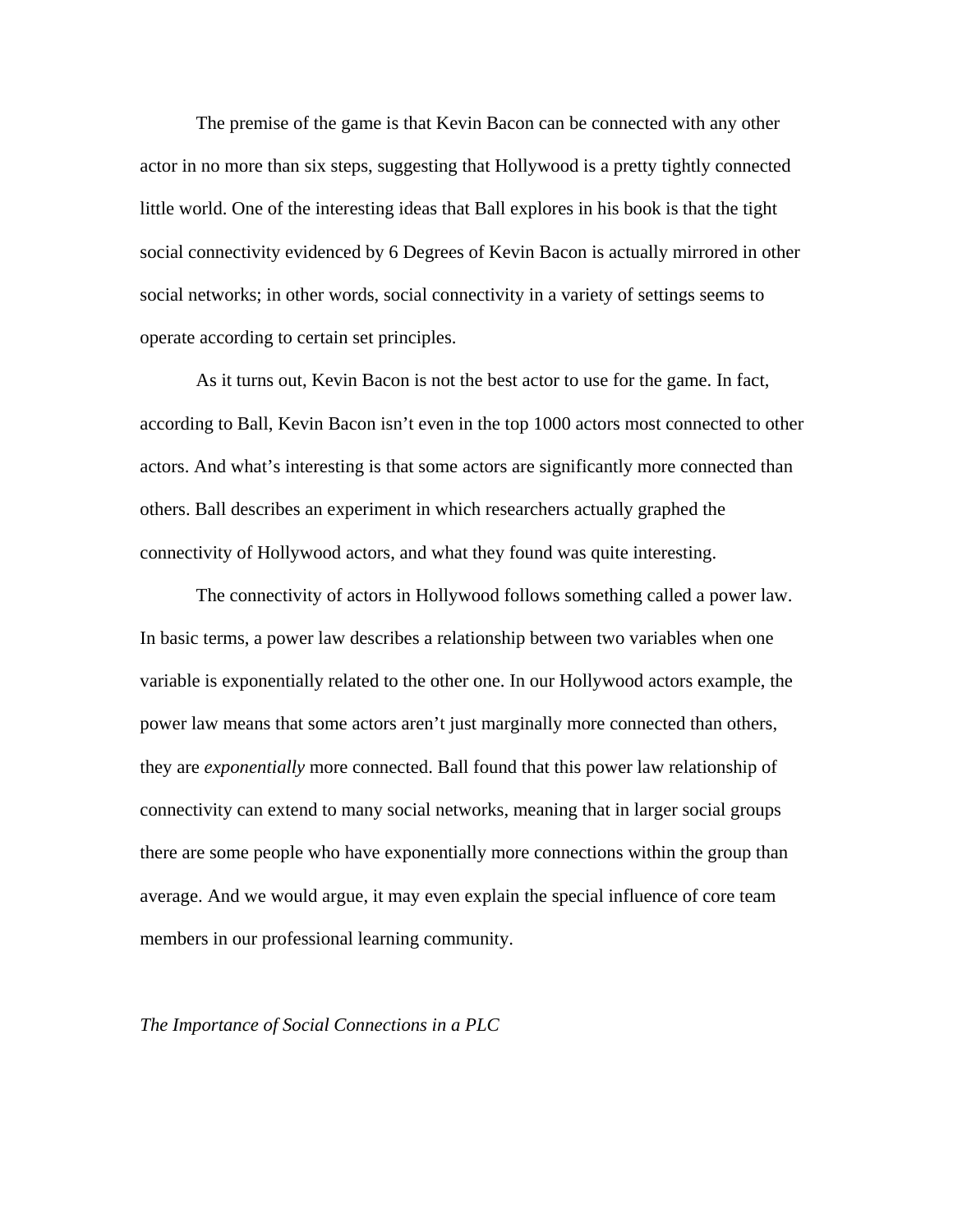The premise of the game is that Kevin Bacon can be connected with any other actor in no more than six steps, suggesting that Hollywood is a pretty tightly connected little world. One of the interesting ideas that Ball explores in his book is that the tight social connectivity evidenced by 6 Degrees of Kevin Bacon is actually mirrored in other social networks; in other words, social connectivity in a variety of settings seems to operate according to certain set principles.

As it turns out, Kevin Bacon is not the best actor to use for the game. In fact, according to Ball, Kevin Bacon isn't even in the top 1000 actors most connected to other actors. And what's interesting is that some actors are significantly more connected than others. Ball describes an experiment in which researchers actually graphed the connectivity of Hollywood actors, and what they found was quite interesting.

The connectivity of actors in Hollywood follows something called a power law. In basic terms, a power law describes a relationship between two variables when one variable is exponentially related to the other one. In our Hollywood actors example, the power law means that some actors aren't just marginally more connected than others, they are *exponentially* more connected. Ball found that this power law relationship of connectivity can extend to many social networks, meaning that in larger social groups there are some people who have exponentially more connections within the group than average. And we would argue, it may even explain the special influence of core team members in our professional learning community.

*The Importance of Social Connections in a PLC*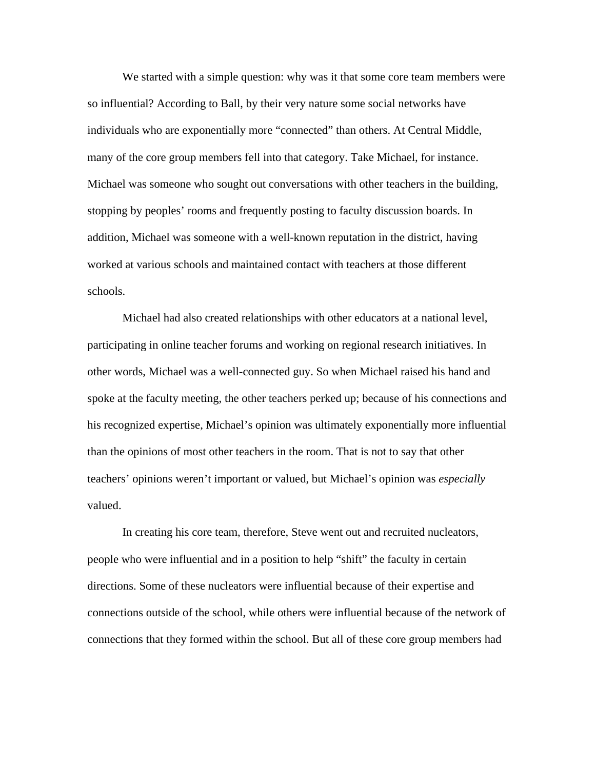We started with a simple question: why was it that some core team members were so influential? According to Ball, by their very nature some social networks have individuals who are exponentially more “connected” than others. At Central Middle, many of the core group members fell into that category. Take Michael, for instance. Michael was someone who sought out conversations with other teachers in the building, stopping by peoples’ rooms and frequently posting to faculty discussion boards. In addition, Michael was someone with a well-known reputation in the district, having worked at various schools and maintained contact with teachers at those different schools.

Michael had also created relationships with other educators at a national level, participating in online teacher forums and working on regional research initiatives. In other words, Michael was a well-connected guy. So when Michael raised his hand and spoke at the faculty meeting, the other teachers perked up; because of his connections and his recognized expertise, Michael’s opinion was ultimately exponentially more influential than the opinions of most other teachers in the room. That is not to say that other teachers’ opinions weren’t important or valued, but Michael’s opinion was *especially* valued.

In creating his core team, therefore, Steve went out and recruited nucleators, people who were influential and in a position to help “shift” the faculty in certain directions. Some of these nucleators were influential because of their expertise and connections outside of the school, while others were influential because of the network of connections that they formed within the school. But all of these core group members had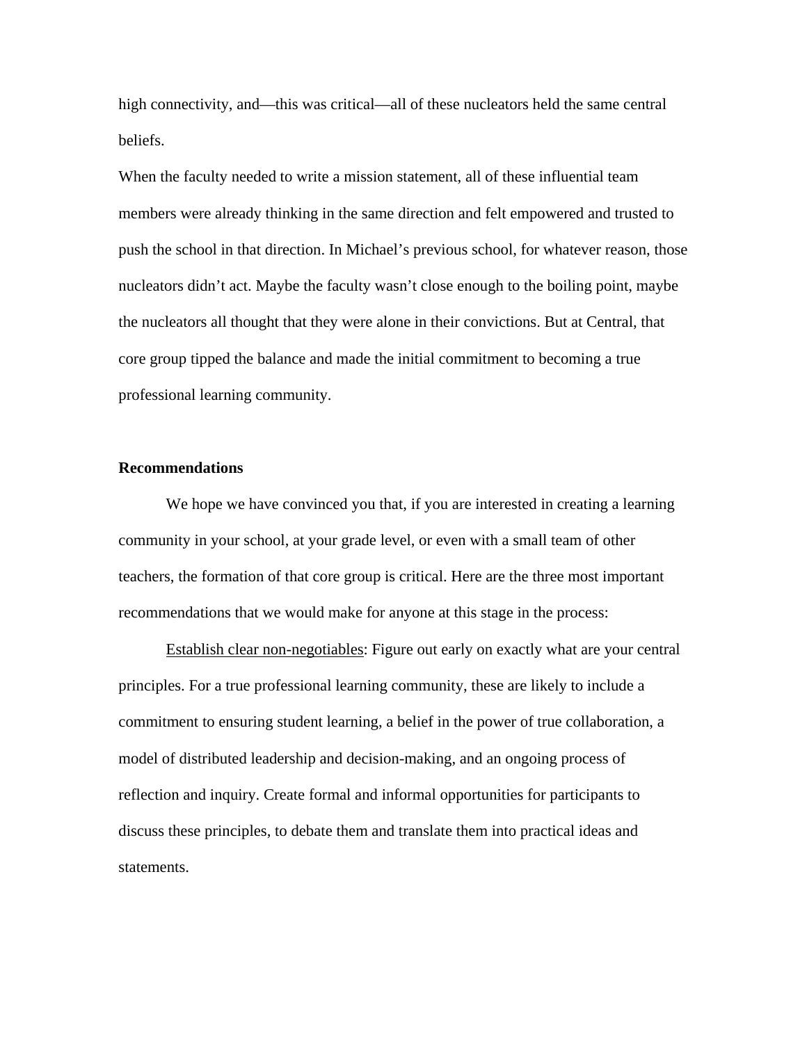high connectivity, and—this was critical—all of these nucleators held the same central beliefs.

When the faculty needed to write a mission statement, all of these influential team members were already thinking in the same direction and felt empowered and trusted to push the school in that direction. In Michael's previous school, for whatever reason, those nucleators didn't act. Maybe the faculty wasn't close enough to the boiling point, maybe the nucleators all thought that they were alone in their convictions. But at Central, that core group tipped the balance and made the initial commitment to becoming a true professional learning community.

**Recommendations**

We hope we have convinced you that, if you are interested in creating a learning community in your school, at your grade level, or even with a small team of other teachers, the formation of that core group is critical. Here are the three most important recommendations that we would make for anyone at this stage in the process:

<u>Establish clear non-negotiables</u>: Figure out early on exactly what are your central principles. For a true professional learning community, these are likely to include a commitment to ensuring student learning, a belief in the power of true collaboration, a model of distributed leadership and decision-making, and an ongoing process of reflection and inquiry. Create formal and informal opportunities for participants to discuss these principles, to debate them and translate them into practical ideas and statements.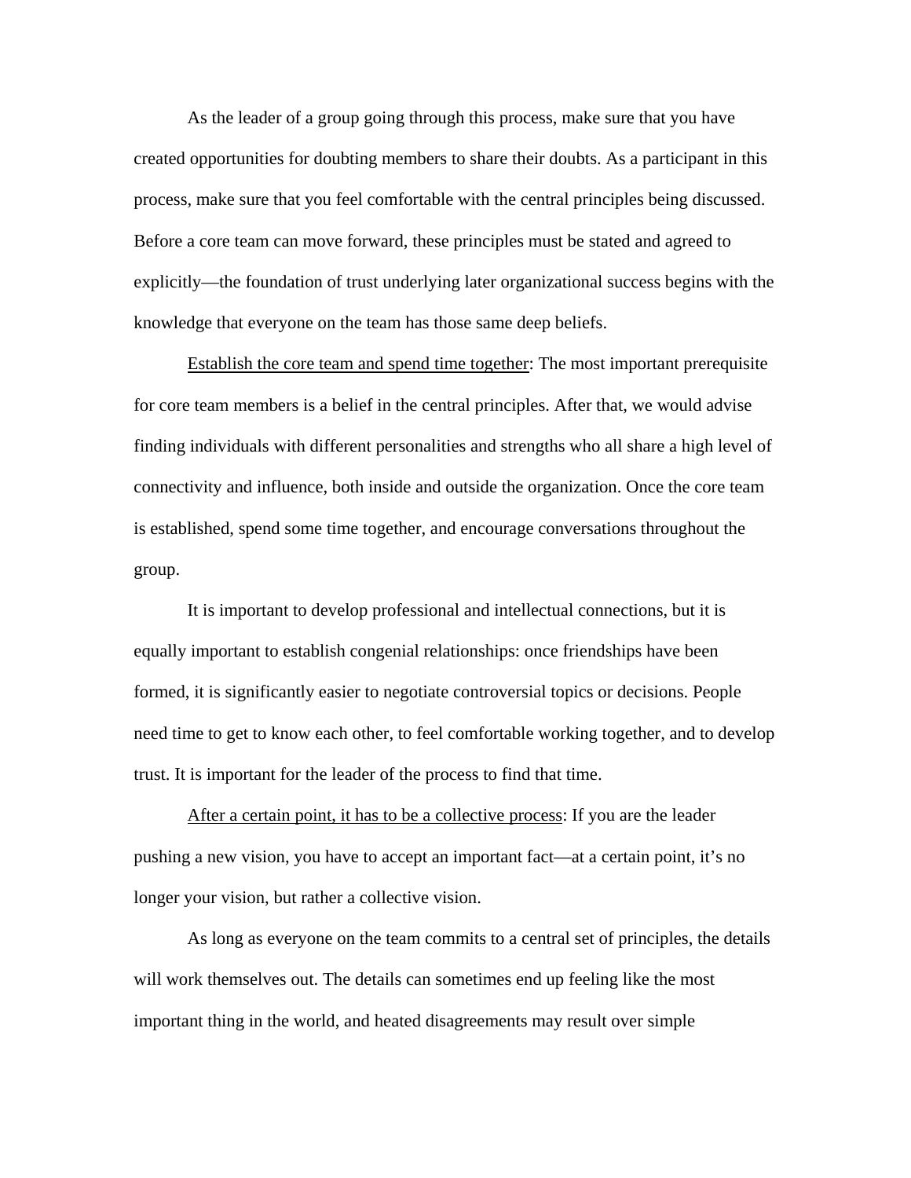As the leader of a group going through this process, make sure that you have created opportunities for doubting members to share their doubts. As a participant in this process, make sure that you feel comfortable with the central principles being discussed. Before a core team can move forward, these principles must be stated and agreed to explicitly—the foundation of trust underlying later organizational success begins with the knowledge that everyone on the team has those same deep beliefs.

<u>Establish the core team and spend time together</u>: The most important prerequisite for core team members is a belief in the central principles. After that, we would advise finding individuals with different personalities and strengths who all share a high level of connectivity and influence, both inside and outside the organization. Once the core team is established, spend some time together, and encourage conversations throughout the group.

It is important to develop professional and intellectual connections, but it is equally important to establish congenial relationships: once friendships have been formed, it is significantly easier to negotiate controversial topics or decisions. People need time to get to know each other, to feel comfortable working together, and to develop trust. It is important for the leader of the process to find that time.

<u>After a certain point, it has to be a collective process</u>: If you are the leader pushing a new vision, you have to accept an important fact—at a certain point, it's no longer your vision, but rather a collective vision.

As long as everyone on the team commits to a central set of principles, the details will work themselves out. The details can sometimes end up feeling like the most important thing in the world, and heated disagreements may result over simple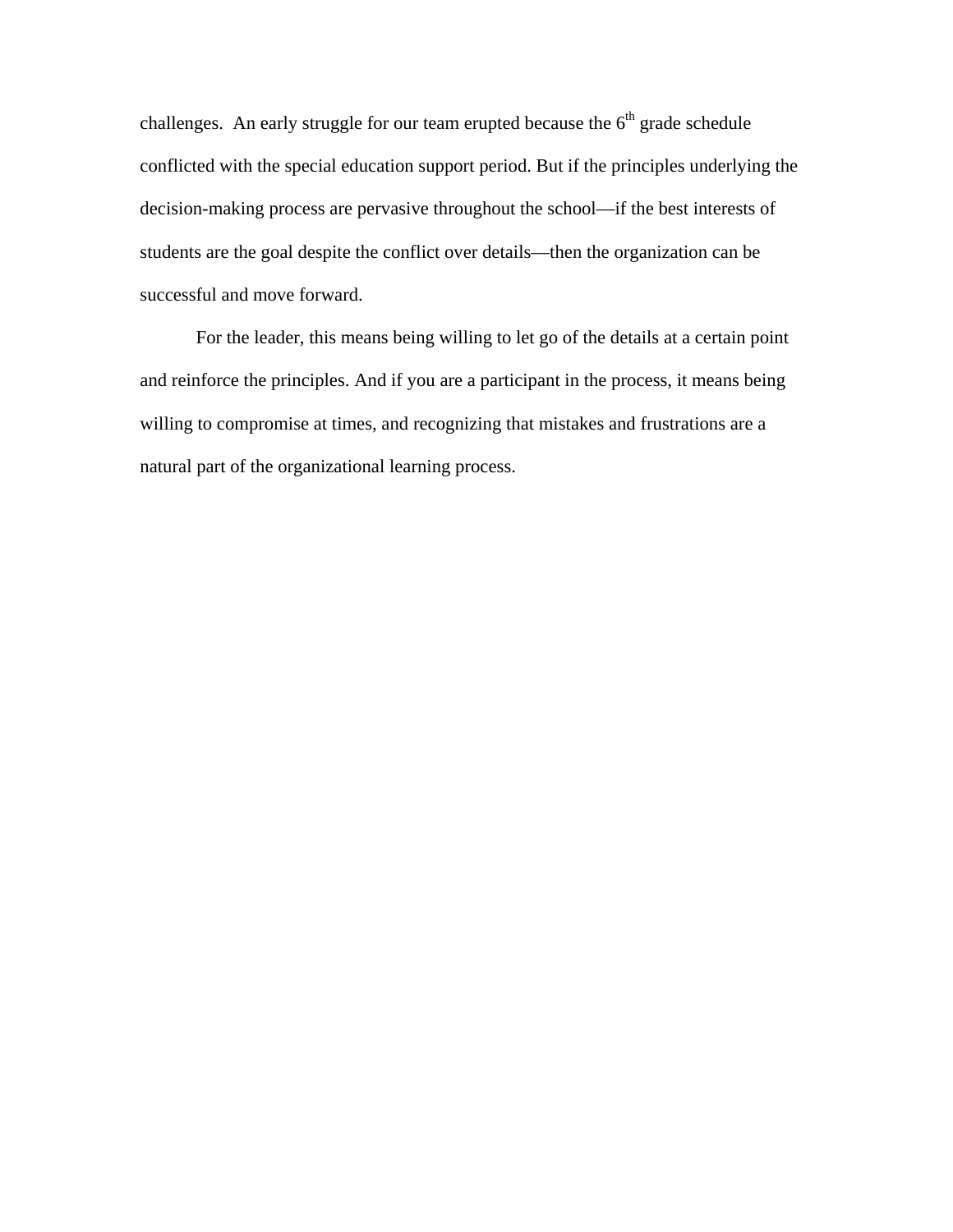challenges.  An early struggle for our team erupted because the 6th grade schedule conflicted with the special education support period. But if the principles underlying the decision-making process are pervasive throughout the school—if the best interests of students are the goal despite the conflict over details—then the organization can be successful and move forward.

For the leader, this means being willing to let go of the details at a certain point and reinforce the principles. And if you are a participant in the process, it means being willing to compromise at times, and recognizing that mistakes and frustrations are a natural part of the organizational learning process.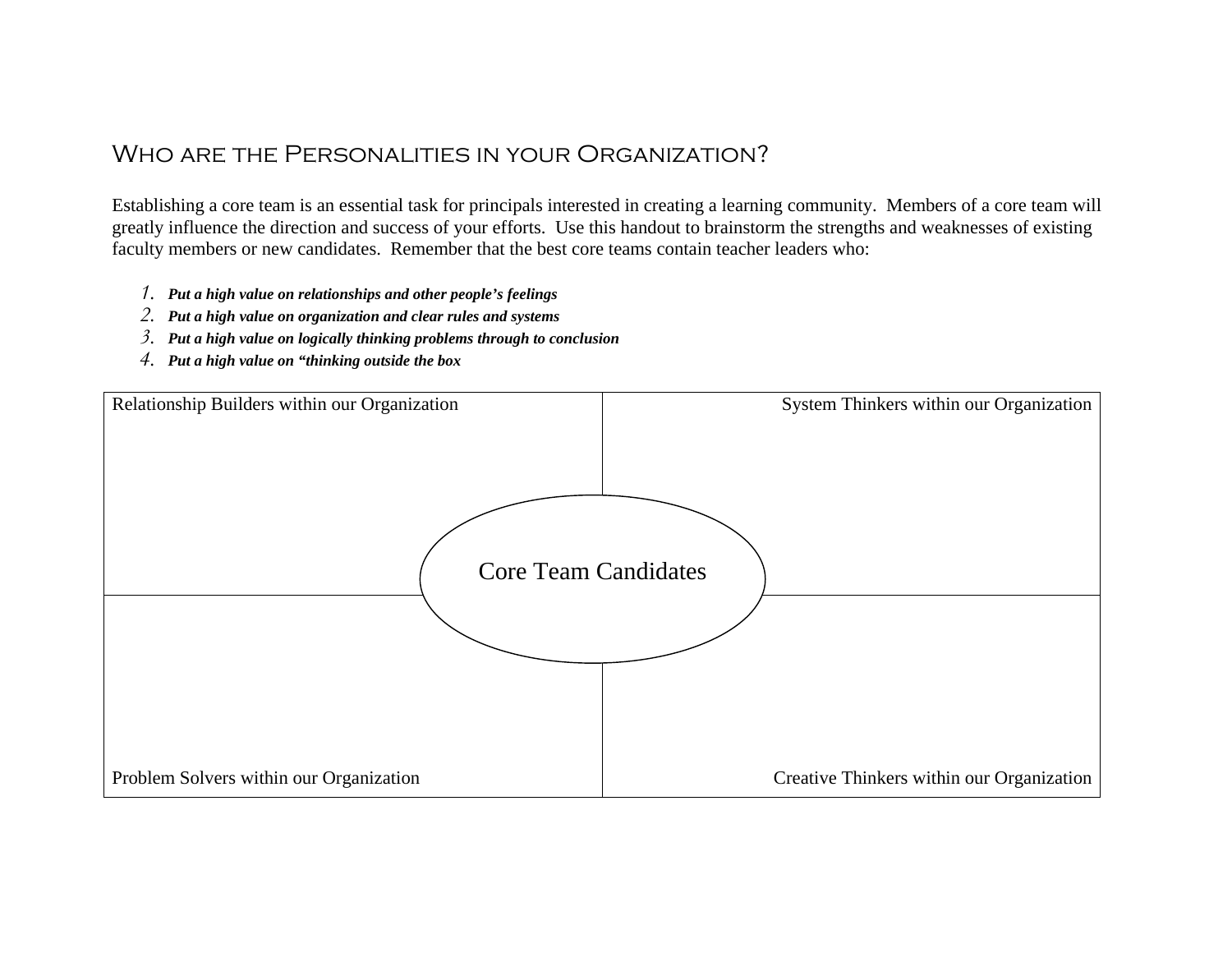## Who are the Personalities in your Organization?

Establishing a core team is an essential task for principals interested in creating a learning community. Members of a core team will greatly influence the direction and success of your efforts. Use this handout to brainstorm the strengths and weaknesses of existing faculty members or new candidates. Remember that the best core teams contain teacher leaders who:

1. ***Put a high value on relationships and other people's feelings***
2. ***Put a high value on organization and clear rules and systems***
3. ***Put a high value on logically thinking problems through to conclusion***
4. ***Put a high value on "thinking outside the box***

| Relationship Builders within our Organization | System Thinkers within our Organization |
| --- | --- |
| Problem Solvers within our Organization | Creative Thinkers within our Organization |

Core Team Candidates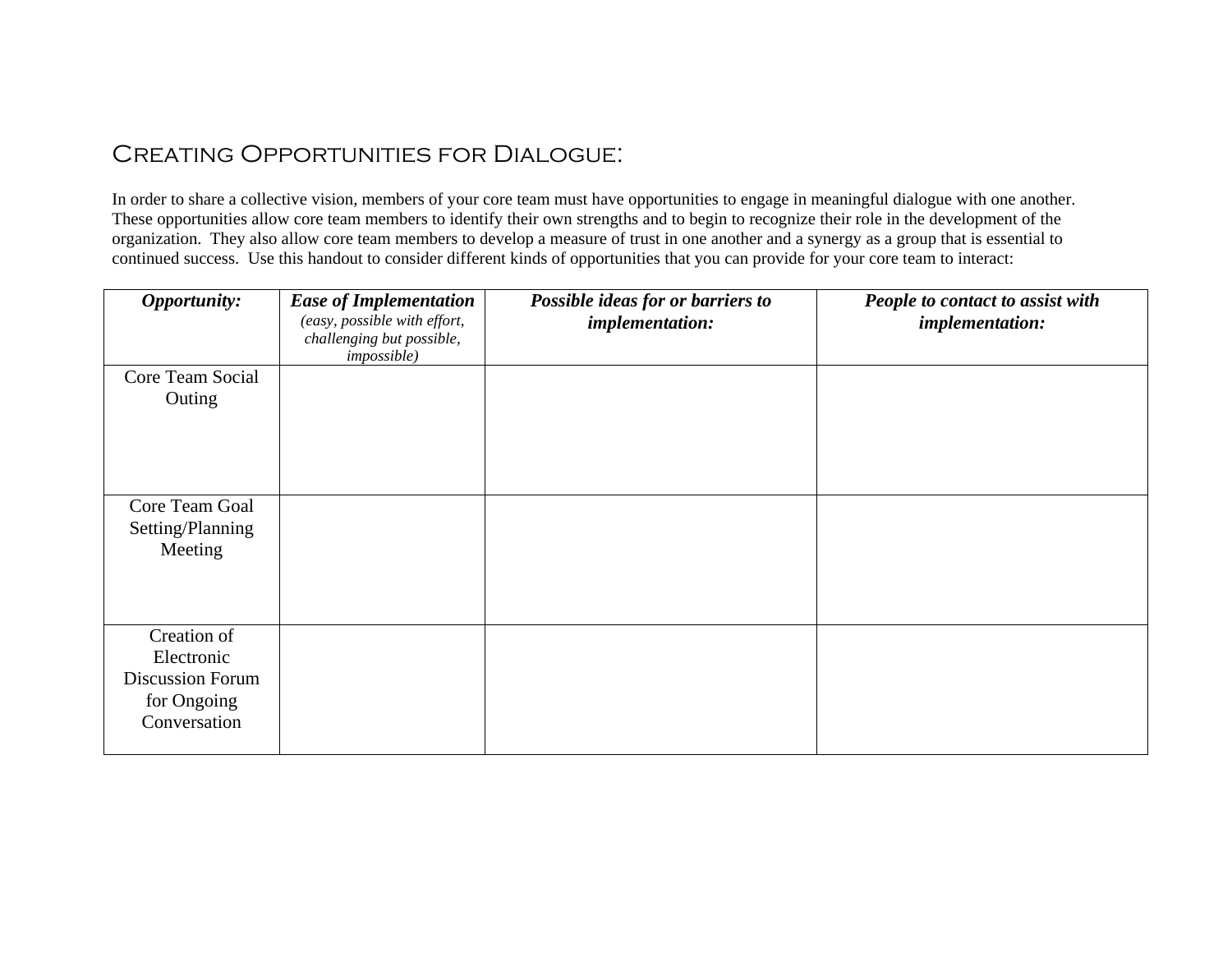## Creating Opportunities for Dialogue:

In order to share a collective vision, members of your core team must have opportunities to engage in meaningful dialogue with one another. These opportunities allow core team members to identify their own strengths and to begin to recognize their role in the development of the organization. They also allow core team members to develop a measure of trust in one another and a synergy as a group that is essential to continued success. Use this handout to consider different kinds of opportunities that you can provide for your core team to interact:

| ***Opportunity:*** | ***Ease of Implementation*** *(easy, possible with effort, challenging but possible, impossible)* | ***Possible ideas for or barriers to implementation:*** | ***People to contact to assist with implementation:*** |
|---|---|---|---|
| Core Team Social Outing | | | |
| Core Team Goal Setting/Planning Meeting | | | |
| Creation of Electronic Discussion Forum for Ongoing Conversation | | | |